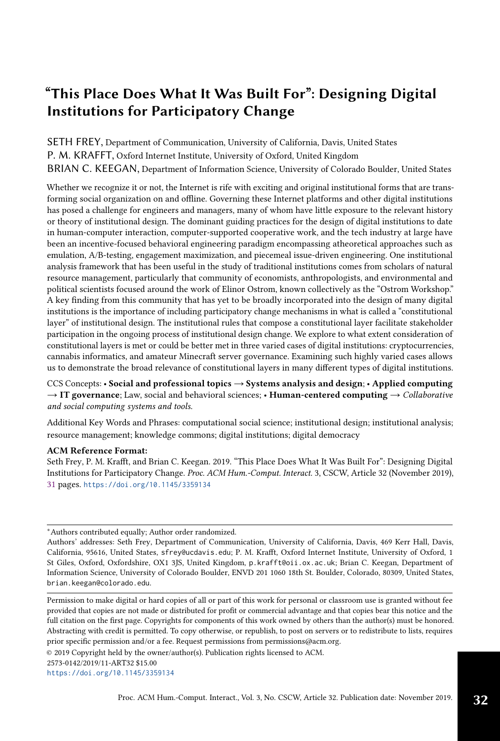# "This Place Does What It Was Built For": Designing Digital Institutions for Participatory Change

SETH FREY, Department of Communication, University of California, Davis, United States

P. M. KRAFFT, Oxford Internet Institute, University of Oxford, United Kingdom

BRIAN C. KEEGAN, Department of Information Science, University of Colorado Boulder, United States

Whether we recognize it or not, the Internet is rife with exciting and original institutional forms that are transforming social organization on and offline. Governing these Internet platforms and other digital institutions has posed a challenge for engineers and managers, many of whom have little exposure to the relevant history or theory of institutional design. The dominant guiding practices for the design of digital institutions to date in human-computer interaction, computer-supported cooperative work, and the tech industry at large have been an incentive-focused behavioral engineering paradigm encompassing atheoretical approaches such as emulation, A/B-testing, engagement maximization, and piecemeal issue-driven engineering. One institutional analysis framework that has been useful in the study of traditional institutions comes from scholars of natural resource management, particularly that community of economists, anthropologists, and environmental and political scientists focused around the work of Elinor Ostrom, known collectively as the "Ostrom Workshop." A key finding from this community that has yet to be broadly incorporated into the design of many digital institutions is the importance of including participatory change mechanisms in what is called a "constitutional layer" of institutional design. The institutional rules that compose a constitutional layer facilitate stakeholder participation in the ongoing process of institutional design change. We explore to what extent consideration of constitutional layers is met or could be better met in three varied cases of digital institutions: cryptocurrencies, cannabis informatics, and amateur Minecraft server governance. Examining such highly varied cases allows us to demonstrate the broad relevance of constitutional layers in many different types of digital institutions.

CCS Concepts: • **Social and professional topics → Systems analysis and design**; • **Applied computing → IT governance**; Law, social and behavioral sciences; • **Human-centered computing →** *Collaborative and social computing systems and tools.*

Additional Key Words and Phrases: computational social science; institutional design; institutional analysis; resource management; knowledge commons; digital institutions; digital democracy

**ACM Reference Format:**

Seth Frey, P. M. Krafft, and Brian C. Keegan. 2019. "This Place Does What It Was Built For": Designing Digital Institutions for Participatory Change. *Proc. ACM Hum.-Comput. Interact.* 3, CSCW, Article 32 (November 2019), 31 pages. https://doi.org/10.1145/3359134

---

*Authors contributed equally; Author order randomized.

Authors' addresses: Seth Frey, Department of Communication, University of California, Davis, 469 Kerr Hall, Davis, California, 95616, United States, sfrey@ucdavis.edu; P. M. Krafft, Oxford Internet Institute, University of Oxford, 1 St Giles, Oxford, Oxfordshire, OX1 3JS, United Kingdom, p.krafft@oii.ox.ac.uk; Brian C. Keegan, Department of Information Science, University of Colorado Boulder, ENVD 201 1060 18th St. Boulder, Colorado, 80309, United States, brian.keegan@colorado.edu.

---

Permission to make digital or hard copies of all or part of this work for personal or classroom use is granted without fee provided that copies are not made or distributed for profit or commercial advantage and that copies bear this notice and the full citation on the first page. Copyrights for components of this work owned by others than the author(s) must be honored. Abstracting with credit is permitted. To copy otherwise, or republish, to post on servers or to redistribute to lists, requires prior specific permission and/or a fee. Request permissions from permissions@acm.org.

© 2019 Copyright held by the owner/author(s). Publication rights licensed to ACM.

2573-0142/2019/11-ART32 $15.00

https://doi.org/10.1145/3359134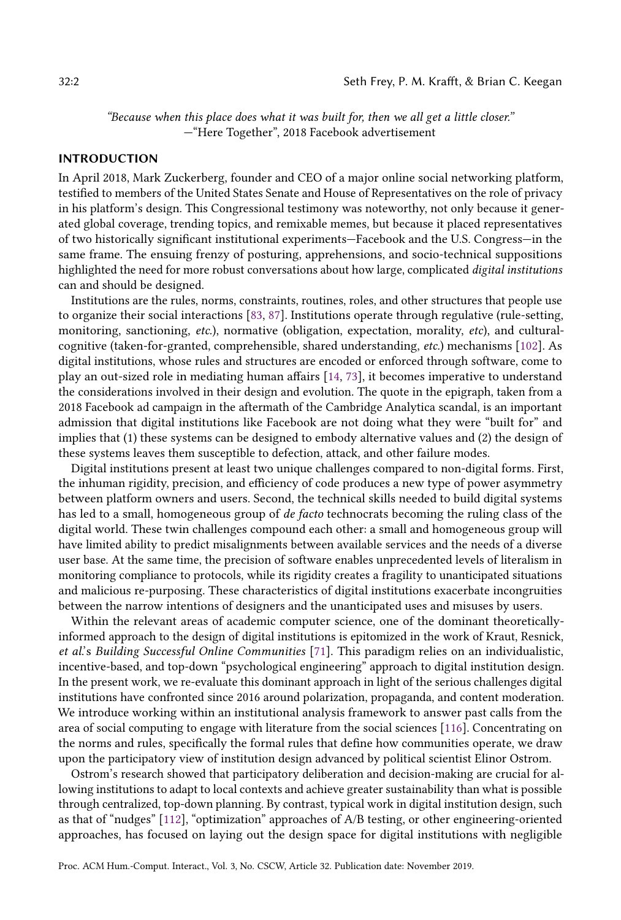*"Because when this place does what it was built for, then we all get a little closer."*
—"Here Together", 2018 Facebook advertisement

## INTRODUCTION

In April 2018, Mark Zuckerberg, founder and CEO of a major online social networking platform, testified to members of the United States Senate and House of Representatives on the role of privacy in his platform's design. This Congressional testimony was noteworthy, not only because it generated global coverage, trending topics, and remixable memes, but because it placed representatives of two historically significant institutional experiments—Facebook and the U.S. Congress—in the same frame. The ensuing frenzy of posturing, apprehensions, and socio-technical suppositions highlighted the need for more robust conversations about how large, complicated *digital institutions* can and should be designed.

Institutions are the rules, norms, constraints, routines, roles, and other structures that people use to organize their social interactions [83, 87]. Institutions operate through regulative (rule-setting, monitoring, sanctioning, *etc.*), normative (obligation, expectation, morality, *etc*), and cultural-cognitive (taken-for-granted, comprehensible, shared understanding, *etc.*) mechanisms [102]. As digital institutions, whose rules and structures are encoded or enforced through software, come to play an out-sized role in mediating human affairs [14, 73], it becomes imperative to understand the considerations involved in their design and evolution. The quote in the epigraph, taken from a 2018 Facebook ad campaign in the aftermath of the Cambridge Analytica scandal, is an important admission that digital institutions like Facebook are not doing what they were "built for" and implies that (1) these systems can be designed to embody alternative values and (2) the design of these systems leaves them susceptible to defection, attack, and other failure modes.

Digital institutions present at least two unique challenges compared to non-digital forms. First, the inhuman rigidity, precision, and efficiency of code produces a new type of power asymmetry between platform owners and users. Second, the technical skills needed to build digital systems has led to a small, homogeneous group of *de facto* technocrats becoming the ruling class of the digital world. These twin challenges compound each other: a small and homogeneous group will have limited ability to predict misalignments between available services and the needs of a diverse user base. At the same time, the precision of software enables unprecedented levels of literalism in monitoring compliance to protocols, while its rigidity creates a fragility to unanticipated situations and malicious re-purposing. These characteristics of digital institutions exacerbate incongruities between the narrow intentions of designers and the unanticipated uses and misuses by users.

Within the relevant areas of academic computer science, one of the dominant theoretically-informed approach to the design of digital institutions is epitomized in the work of Kraut, Resnick, *et al.*'s *Building Successful Online Communities* [71]. This paradigm relies on an individualistic, incentive-based, and top-down "psychological engineering" approach to digital institution design. In the present work, we re-evaluate this dominant approach in light of the serious challenges digital institutions have confronted since 2016 around polarization, propaganda, and content moderation. We introduce working within an institutional analysis framework to answer past calls from the area of social computing to engage with literature from the social sciences [116]. Concentrating on the norms and rules, specifically the formal rules that define how communities operate, we draw upon the participatory view of institution design advanced by political scientist Elinor Ostrom.

Ostrom's research showed that participatory deliberation and decision-making are crucial for allowing institutions to adapt to local contexts and achieve greater sustainability than what is possible through centralized, top-down planning. By contrast, typical work in digital institution design, such as that of "nudges" [112], "optimization" approaches of A/B testing, or other engineering-oriented approaches, has focused on laying out the design space for digital institutions with negligible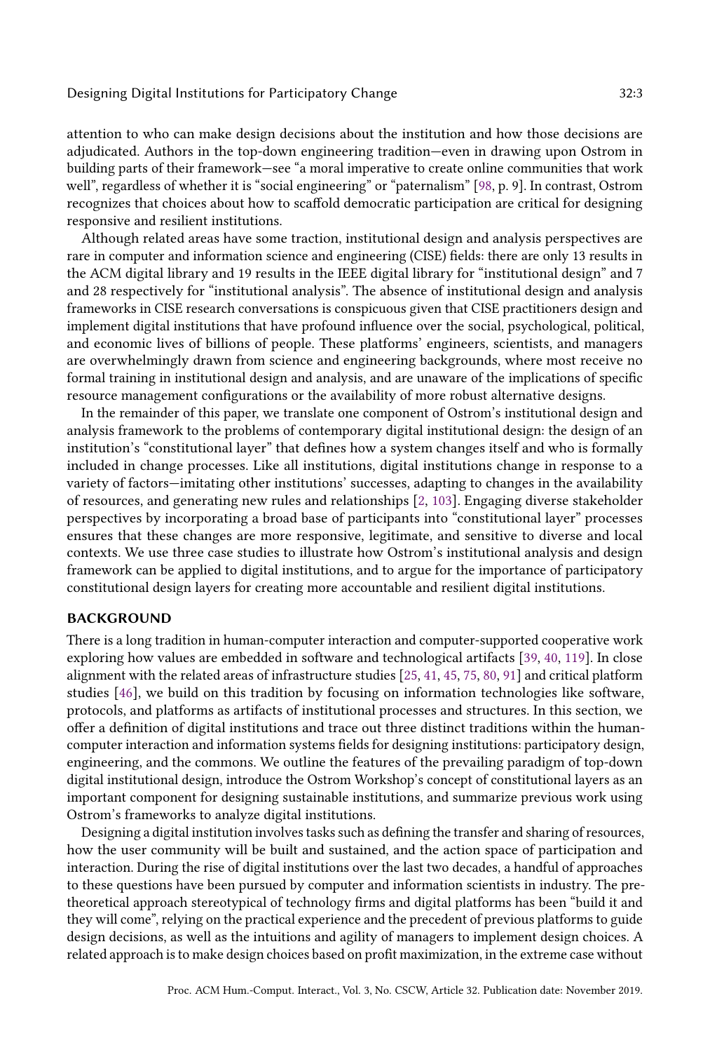attention to who can make design decisions about the institution and how those decisions are adjudicated. Authors in the top-down engineering tradition—even in drawing upon Ostrom in building parts of their framework—see "a moral imperative to create online communities that work well", regardless of whether it is "social engineering" or "paternalism" [98, p. 9]. In contrast, Ostrom recognizes that choices about how to scaffold democratic participation are critical for designing responsive and resilient institutions.

Although related areas have some traction, institutional design and analysis perspectives are rare in computer and information science and engineering (CISE) fields: there are only 13 results in the ACM digital library and 19 results in the IEEE digital library for "institutional design" and 7 and 28 respectively for "institutional analysis". The absence of institutional design and analysis frameworks in CISE research conversations is conspicuous given that CISE practitioners design and implement digital institutions that have profound influence over the social, psychological, political, and economic lives of billions of people. These platforms' engineers, scientists, and managers are overwhelmingly drawn from science and engineering backgrounds, where most receive no formal training in institutional design and analysis, and are unaware of the implications of specific resource management configurations or the availability of more robust alternative designs.

In the remainder of this paper, we translate one component of Ostrom's institutional design and analysis framework to the problems of contemporary digital institutional design: the design of an institution's "constitutional layer" that defines how a system changes itself and who is formally included in change processes. Like all institutions, digital institutions change in response to a variety of factors—imitating other institutions' successes, adapting to changes in the availability of resources, and generating new rules and relationships [2, 103]. Engaging diverse stakeholder perspectives by incorporating a broad base of participants into "constitutional layer" processes ensures that these changes are more responsive, legitimate, and sensitive to diverse and local contexts. We use three case studies to illustrate how Ostrom's institutional analysis and design framework can be applied to digital institutions, and to argue for the importance of participatory constitutional design layers for creating more accountable and resilient digital institutions.

## BACKGROUND

There is a long tradition in human-computer interaction and computer-supported cooperative work exploring how values are embedded in software and technological artifacts [39, 40, 119]. In close alignment with the related areas of infrastructure studies [25, 41, 45, 75, 80, 91] and critical platform studies [46], we build on this tradition by focusing on information technologies like software, protocols, and platforms as artifacts of institutional processes and structures. In this section, we offer a definition of digital institutions and trace out three distinct traditions within the human-computer interaction and information systems fields for designing institutions: participatory design, engineering, and the commons. We outline the features of the prevailing paradigm of top-down digital institutional design, introduce the Ostrom Workshop's concept of constitutional layers as an important component for designing sustainable institutions, and summarize previous work using Ostrom's frameworks to analyze digital institutions.

Designing a digital institution involves tasks such as defining the transfer and sharing of resources, how the user community will be built and sustained, and the action space of participation and interaction. During the rise of digital institutions over the last two decades, a handful of approaches to these questions have been pursued by computer and information scientists in industry. The pre-theoretical approach stereotypical of technology firms and digital platforms has been "build it and they will come", relying on the practical experience and the precedent of previous platforms to guide design decisions, as well as the intuitions and agility of managers to implement design choices. A related approach is to make design choices based on profit maximization, in the extreme case without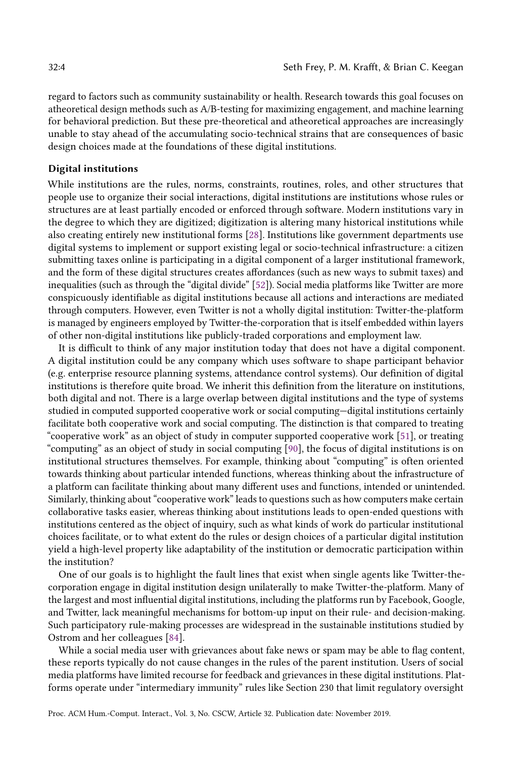regard to factors such as community sustainability or health. Research towards this goal focuses on atheoretical design methods such as A/B-testing for maximizing engagement, and machine learning for behavioral prediction. But these pre-theoretical and atheoretical approaches are increasingly unable to stay ahead of the accumulating socio-technical strains that are consequences of basic design choices made at the foundations of these digital institutions.

### Digital institutions

While institutions are the rules, norms, constraints, routines, roles, and other structures that people use to organize their social interactions, digital institutions are institutions whose rules or structures are at least partially encoded or enforced through software. Modern institutions vary in the degree to which they are digitized; digitization is altering many historical institutions while also creating entirely new institutional forms [28]. Institutions like government departments use digital systems to implement or support existing legal or socio-technical infrastructure: a citizen submitting taxes online is participating in a digital component of a larger institutional framework, and the form of these digital structures creates affordances (such as new ways to submit taxes) and inequalities (such as through the "digital divide" [52]). Social media platforms like Twitter are more conspicuously identifiable as digital institutions because all actions and interactions are mediated through computers. However, even Twitter is not a wholly digital institution: Twitter-the-platform is managed by engineers employed by Twitter-the-corporation that is itself embedded within layers of other non-digital institutions like publicly-traded corporations and employment law.

It is difficult to think of any major institution today that does not have a digital component. A digital institution could be any company which uses software to shape participant behavior (e.g. enterprise resource planning systems, attendance control systems). Our definition of digital institutions is therefore quite broad. We inherit this definition from the literature on institutions, both digital and not. There is a large overlap between digital institutions and the type of systems studied in computed supported cooperative work or social computing—digital institutions certainly facilitate both cooperative work and social computing. The distinction is that compared to treating "cooperative work" as an object of study in computer supported cooperative work [51], or treating "computing" as an object of study in social computing [90], the focus of digital institutions is on institutional structures themselves. For example, thinking about "computing" is often oriented towards thinking about particular intended functions, whereas thinking about the infrastructure of a platform can facilitate thinking about many different uses and functions, intended or unintended. Similarly, thinking about "cooperative work" leads to questions such as how computers make certain collaborative tasks easier, whereas thinking about institutions leads to open-ended questions with institutions centered as the object of inquiry, such as what kinds of work do particular institutional choices facilitate, or to what extent do the rules or design choices of a particular digital institution yield a high-level property like adaptability of the institution or democratic participation within the institution?

One of our goals is to highlight the fault lines that exist when single agents like Twitter-the-corporation engage in digital institution design unilaterally to make Twitter-the-platform. Many of the largest and most influential digital institutions, including the platforms run by Facebook, Google, and Twitter, lack meaningful mechanisms for bottom-up input on their rule- and decision-making. Such participatory rule-making processes are widespread in the sustainable institutions studied by Ostrom and her colleagues [84].

While a social media user with grievances about fake news or spam may be able to flag content, these reports typically do not cause changes in the rules of the parent institution. Users of social media platforms have limited recourse for feedback and grievances in these digital institutions. Platforms operate under "intermediary immunity" rules like Section 230 that limit regulatory oversight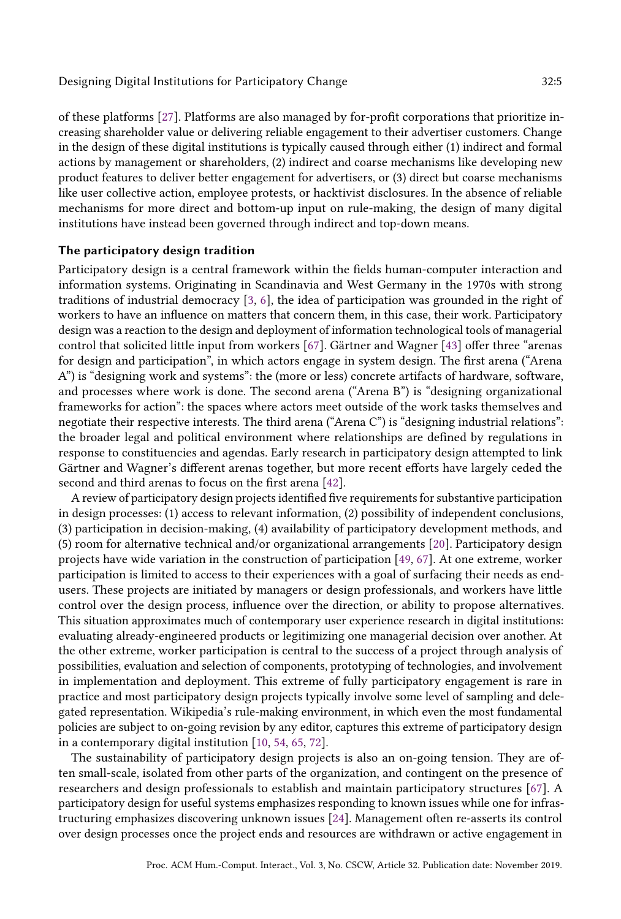of these platforms [27]. Platforms are also managed by for-profit corporations that prioritize increasing shareholder value or delivering reliable engagement to their advertiser customers. Change in the design of these digital institutions is typically caused through either (1) indirect and formal actions by management or shareholders, (2) indirect and coarse mechanisms like developing new product features to deliver better engagement for advertisers, or (3) direct but coarse mechanisms like user collective action, employee protests, or hacktivist disclosures. In the absence of reliable mechanisms for more direct and bottom-up input on rule-making, the design of many digital institutions have instead been governed through indirect and top-down means.

### The participatory design tradition

Participatory design is a central framework within the fields human-computer interaction and information systems. Originating in Scandinavia and West Germany in the 1970s with strong traditions of industrial democracy [3, 6], the idea of participation was grounded in the right of workers to have an influence on matters that concern them, in this case, their work. Participatory design was a reaction to the design and deployment of information technological tools of managerial control that solicited little input from workers [67]. Gärtner and Wagner [43] offer three "arenas for design and participation", in which actors engage in system design. The first arena ("Arena A") is "designing work and systems": the (more or less) concrete artifacts of hardware, software, and processes where work is done. The second arena ("Arena B") is "designing organizational frameworks for action": the spaces where actors meet outside of the work tasks themselves and negotiate their respective interests. The third arena ("Arena C") is "designing industrial relations": the broader legal and political environment where relationships are defined by regulations in response to constituencies and agendas. Early research in participatory design attempted to link Gärtner and Wagner's different arenas together, but more recent efforts have largely ceded the second and third arenas to focus on the first arena [42].

A review of participatory design projects identified five requirements for substantive participation in design processes: (1) access to relevant information, (2) possibility of independent conclusions, (3) participation in decision-making, (4) availability of participatory development methods, and (5) room for alternative technical and/or organizational arrangements [20]. Participatory design projects have wide variation in the construction of participation [49, 67]. At one extreme, worker participation is limited to access to their experiences with a goal of surfacing their needs as end-users. These projects are initiated by managers or design professionals, and workers have little control over the design process, influence over the direction, or ability to propose alternatives. This situation approximates much of contemporary user experience research in digital institutions: evaluating already-engineered products or legitimizing one managerial decision over another. At the other extreme, worker participation is central to the success of a project through analysis of possibilities, evaluation and selection of components, prototyping of technologies, and involvement in implementation and deployment. This extreme of fully participatory engagement is rare in practice and most participatory design projects typically involve some level of sampling and delegated representation. Wikipedia's rule-making environment, in which even the most fundamental policies are subject to on-going revision by any editor, captures this extreme of participatory design in a contemporary digital institution [10, 54, 65, 72].

The sustainability of participatory design projects is also an on-going tension. They are often small-scale, isolated from other parts of the organization, and contingent on the presence of researchers and design professionals to establish and maintain participatory structures [67]. A participatory design for useful systems emphasizes responding to known issues while one for infrastructuring emphasizes discovering unknown issues [24]. Management often re-asserts its control over design processes once the project ends and resources are withdrawn or active engagement in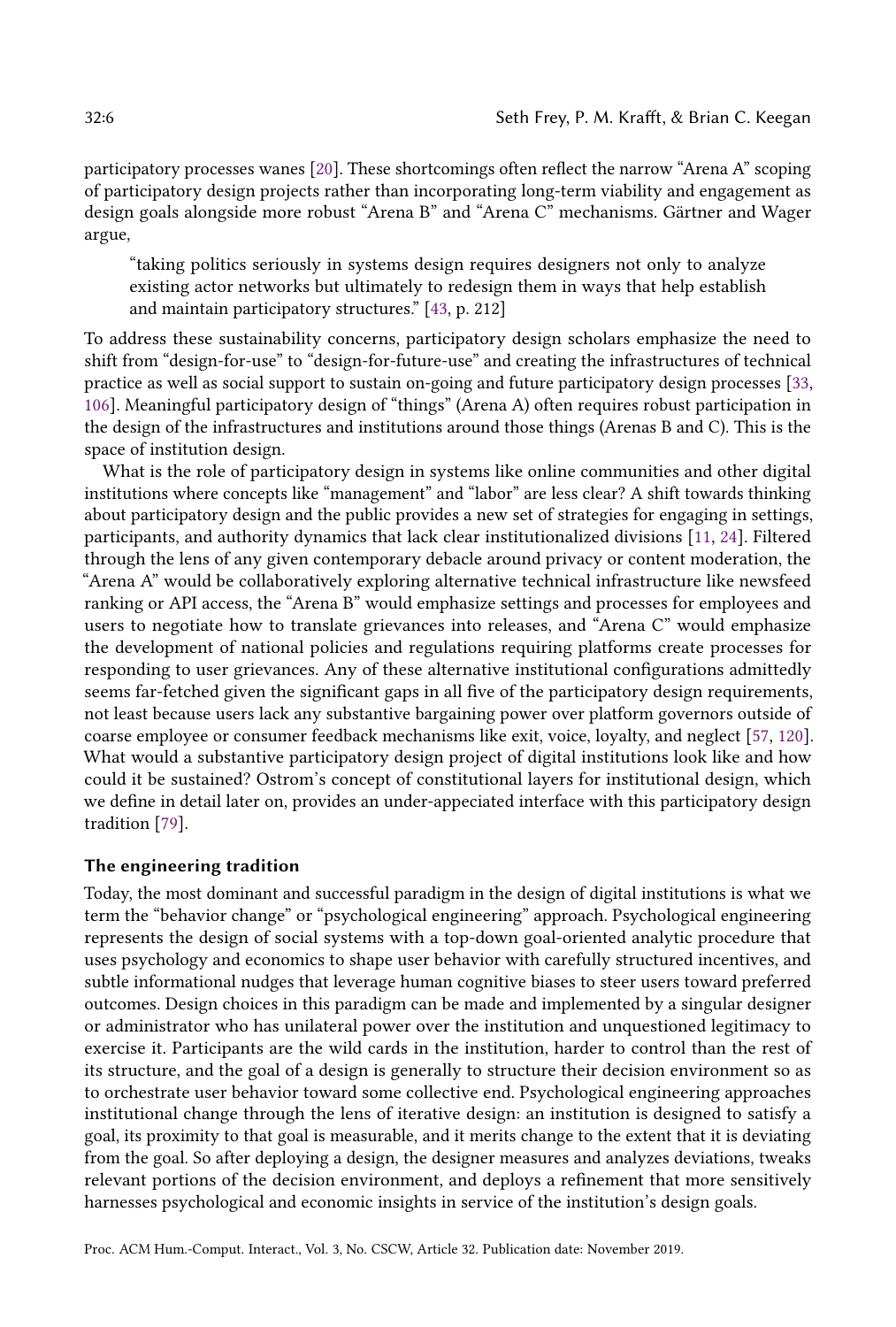participatory processes wanes [20]. These shortcomings often reflect the narrow "Arena A" scoping of participatory design projects rather than incorporating long-term viability and engagement as design goals alongside more robust "Arena B" and "Arena C" mechanisms. Gärtner and Wager argue,

> "taking politics seriously in systems design requires designers not only to analyze existing actor networks but ultimately to redesign them in ways that help establish and maintain participatory structures." [43, p. 212]

To address these sustainability concerns, participatory design scholars emphasize the need to shift from "design-for-use" to "design-for-future-use" and creating the infrastructures of technical practice as well as social support to sustain on-going and future participatory design processes [33, 106]. Meaningful participatory design of "things" (Arena A) often requires robust participation in the design of the infrastructures and institutions around those things (Arenas B and C). This is the space of institution design.

What is the role of participatory design in systems like online communities and other digital institutions where concepts like "management" and "labor" are less clear? A shift towards thinking about participatory design and the public provides a new set of strategies for engaging in settings, participants, and authority dynamics that lack clear institutionalized divisions [11, 24]. Filtered through the lens of any given contemporary debacle around privacy or content moderation, the "Arena A" would be collaboratively exploring alternative technical infrastructure like newsfeed ranking or API access, the "Arena B" would emphasize settings and processes for employees and users to negotiate how to translate grievances into releases, and "Arena C" would emphasize the development of national policies and regulations requiring platforms create processes for responding to user grievances. Any of these alternative institutional configurations admittedly seems far-fetched given the significant gaps in all five of the participatory design requirements, not least because users lack any substantive bargaining power over platform governors outside of coarse employee or consumer feedback mechanisms like exit, voice, loyalty, and neglect [57, 120]. What would a substantive participatory design project of digital institutions look like and how could it be sustained? Ostrom's concept of constitutional layers for institutional design, which we define in detail later on, provides an under-appreciated interface with this participatory design tradition [79].

### The engineering tradition

Today, the most dominant and successful paradigm in the design of digital institutions is what we term the "behavior change" or "psychological engineering" approach. Psychological engineering represents the design of social systems with a top-down goal-oriented analytic procedure that uses psychology and economics to shape user behavior with carefully structured incentives, and subtle informational nudges that leverage human cognitive biases to steer users toward preferred outcomes. Design choices in this paradigm can be made and implemented by a singular designer or administrator who has unilateral power over the institution and unquestioned legitimacy to exercise it. Participants are the wild cards in the institution, harder to control than the rest of its structure, and the goal of a design is generally to structure their decision environment so as to orchestrate user behavior toward some collective end. Psychological engineering approaches institutional change through the lens of iterative design: an institution is designed to satisfy a goal, its proximity to that goal is measurable, and it merits change to the extent that it is deviating from the goal. So after deploying a design, the designer measures and analyzes deviations, tweaks relevant portions of the decision environment, and deploys a refinement that more sensitively harnesses psychological and economic insights in service of the institution's design goals.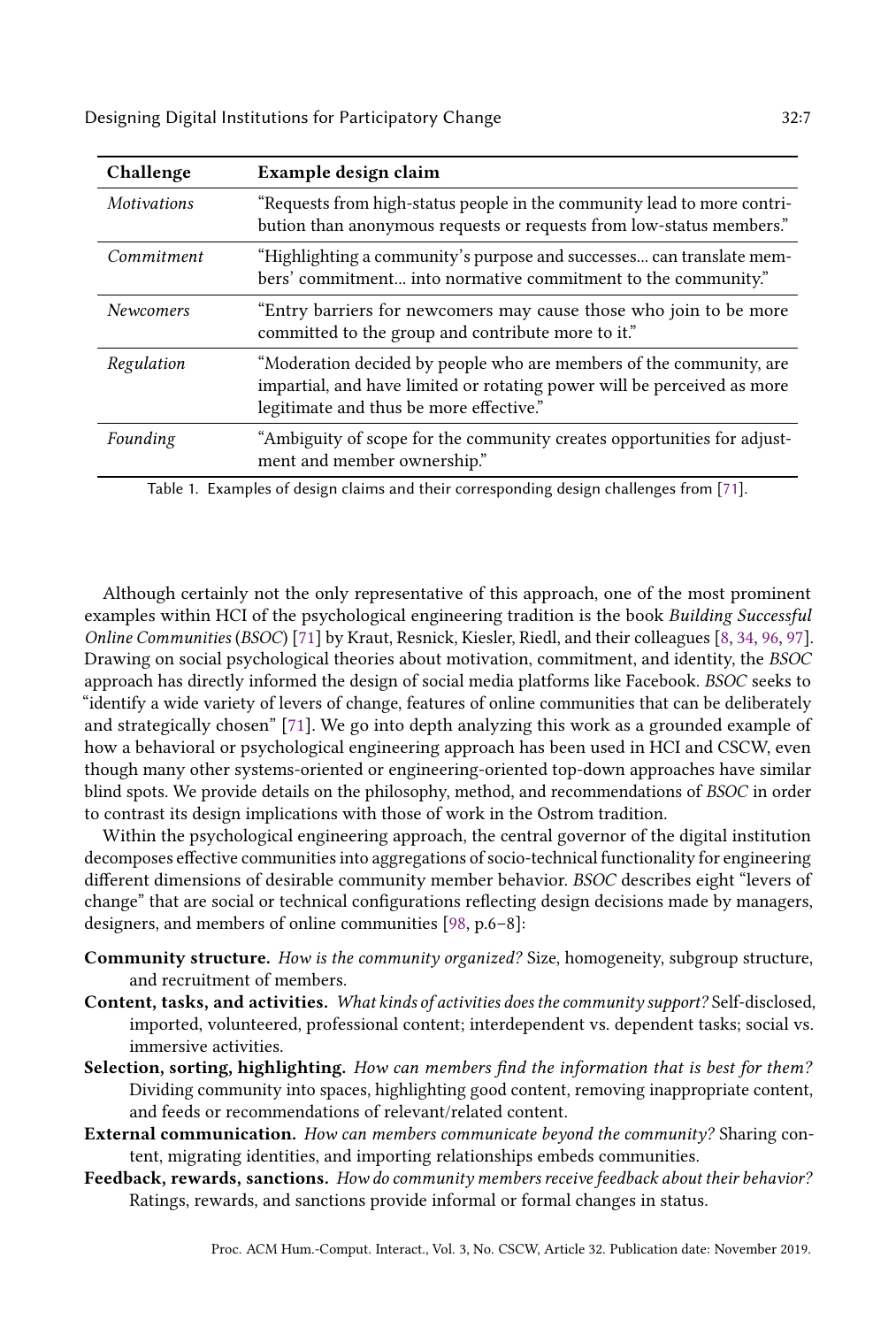| Challenge | Example design claim |
| --- | --- |
| *Motivations* | "Requests from high-status people in the community lead to more contribution than anonymous requests or requests from low-status members." |
| *Commitment* | "Highlighting a community's purpose and successes... can translate members' commitment... into normative commitment to the community." |
| *Newcomers* | "Entry barriers for newcomers may cause those who join to be more committed to the group and contribute more to it." |
| *Regulation* | "Moderation decided by people who are members of the community, are impartial, and have limited or rotating power will be perceived as more legitimate and thus be more effective." |
| *Founding* | "Ambiguity of scope for the community creates opportunities for adjustment and member ownership." |

Table 1. Examples of design claims and their corresponding design challenges from [71].

Although certainly not the only representative of this approach, one of the most prominent examples within HCI of the psychological engineering tradition is the book *Building Successful Online Communities* (*BSOC*) [71] by Kraut, Resnick, Kiesler, Riedl, and their colleagues [8, 34, 96, 97]. Drawing on social psychological theories about motivation, commitment, and identity, the *BSOC* approach has directly informed the design of social media platforms like Facebook. *BSOC* seeks to "identify a wide variety of levers of change, features of online communities that can be deliberately and strategically chosen" [71]. We go into depth analyzing this work as a grounded example of how a behavioral or psychological engineering approach has been used in HCI and CSCW, even though many other systems-oriented or engineering-oriented top-down approaches have similar blind spots. We provide details on the philosophy, method, and recommendations of *BSOC* in order to contrast its design implications with those of work in the Ostrom tradition.

Within the psychological engineering approach, the central governor of the digital institution decomposes effective communities into aggregations of socio-technical functionality for engineering different dimensions of desirable community member behavior. *BSOC* describes eight "levers of change" that are social or technical configurations reflecting design decisions made by managers, designers, and members of online communities [98, p.6–8]:

- **Community structure.** *How is the community organized?* Size, homogeneity, subgroup structure, and recruitment of members.
- **Content, tasks, and activities.** *What kinds of activities does the community support?* Self-disclosed, imported, volunteered, professional content; interdependent vs. dependent tasks; social vs. immersive activities.
- **Selection, sorting, highlighting.** *How can members find the information that is best for them?* Dividing community into spaces, highlighting good content, removing inappropriate content, and feeds or recommendations of relevant/related content.
- **External communication.** *How can members communicate beyond the community?* Sharing content, migrating identities, and importing relationships embeds communities.
- **Feedback, rewards, sanctions.** *How do community members receive feedback about their behavior?* Ratings, rewards, and sanctions provide informal or formal changes in status.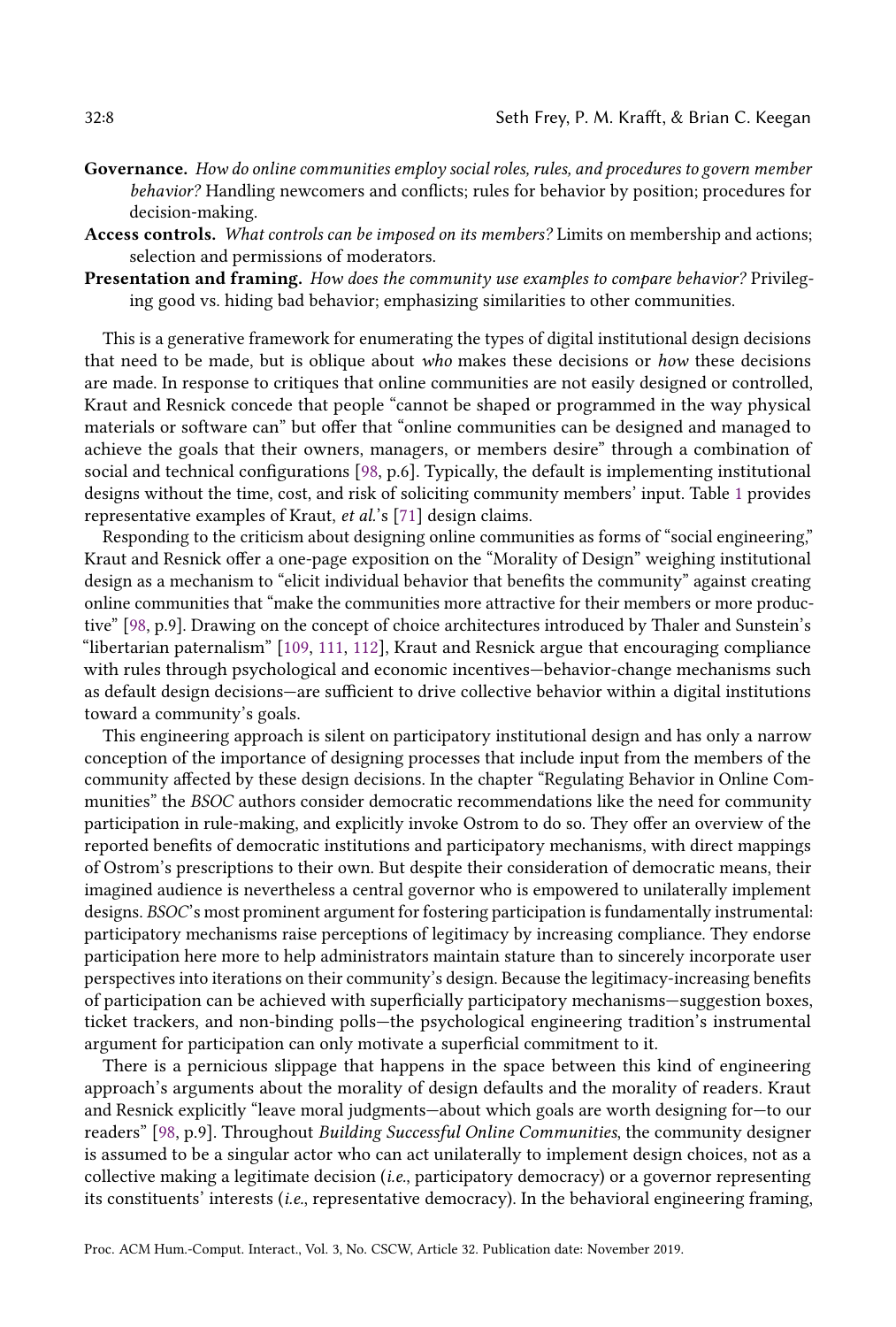**Governance.** *How do online communities employ social roles, rules, and procedures to govern member behavior?* Handling newcomers and conflicts; rules for behavior by position; procedures for decision-making.

**Access controls.** *What controls can be imposed on its members?* Limits on membership and actions; selection and permissions of moderators.

**Presentation and framing.** *How does the community use examples to compare behavior?* Privileging good vs. hiding bad behavior; emphasizing similarities to other communities.

This is a generative framework for enumerating the types of digital institutional design decisions that need to be made, but is oblique about *who* makes these decisions or *how* these decisions are made. In response to critiques that online communities are not easily designed or controlled, Kraut and Resnick concede that people "cannot be shaped or programmed in the way physical materials or software can" but offer that "online communities can be designed and managed to achieve the goals that their owners, managers, or members desire" through a combination of social and technical configurations [98, p.6]. Typically, the default is implementing institutional designs without the time, cost, and risk of soliciting community members' input. Table 1 provides representative examples of Kraut, *et al.*'s [71] design claims.

Responding to the criticism about designing online communities as forms of "social engineering," Kraut and Resnick offer a one-page exposition on the "Morality of Design" weighing institutional design as a mechanism to "elicit individual behavior that benefits the community" against creating online communities that "make the communities more attractive for their members or more productive" [98, p.9]. Drawing on the concept of choice architectures introduced by Thaler and Sunstein's "libertarian paternalism" [109, 111, 112], Kraut and Resnick argue that encouraging compliance with rules through psychological and economic incentives—behavior-change mechanisms such as default design decisions—are sufficient to drive collective behavior within a digital institutions toward a community's goals.

This engineering approach is silent on participatory institutional design and has only a narrow conception of the importance of designing processes that include input from the members of the community affected by these design decisions. In the chapter "Regulating Behavior in Online Communities" the *BSOC* authors consider democratic recommendations like the need for community participation in rule-making, and explicitly invoke Ostrom to do so. They offer an overview of the reported benefits of democratic institutions and participatory mechanisms, with direct mappings of Ostrom's prescriptions to their own. But despite their consideration of democratic means, their imagined audience is nevertheless a central governor who is empowered to unilaterally implement designs. *BSOC*'s most prominent argument for fostering participation is fundamentally instrumental: participatory mechanisms raise perceptions of legitimacy by increasing compliance. They endorse participation here more to help administrators maintain stature than to sincerely incorporate user perspectives into iterations on their community's design. Because the legitimacy-increasing benefits of participation can be achieved with superficially participatory mechanisms—suggestion boxes, ticket trackers, and non-binding polls—the psychological engineering tradition's instrumental argument for participation can only motivate a superficial commitment to it.

There is a pernicious slippage that happens in the space between this kind of engineering approach's arguments about the morality of design defaults and the morality of readers. Kraut and Resnick explicitly "leave moral judgments—about which goals are worth designing for—to our readers" [98, p.9]. Throughout *Building Successful Online Communities*, the community designer is assumed to be a singular actor who can act unilaterally to implement design choices, not as a collective making a legitimate decision (*i.e.*, participatory democracy) or a governor representing its constituents' interests (*i.e.*, representative democracy). In the behavioral engineering framing,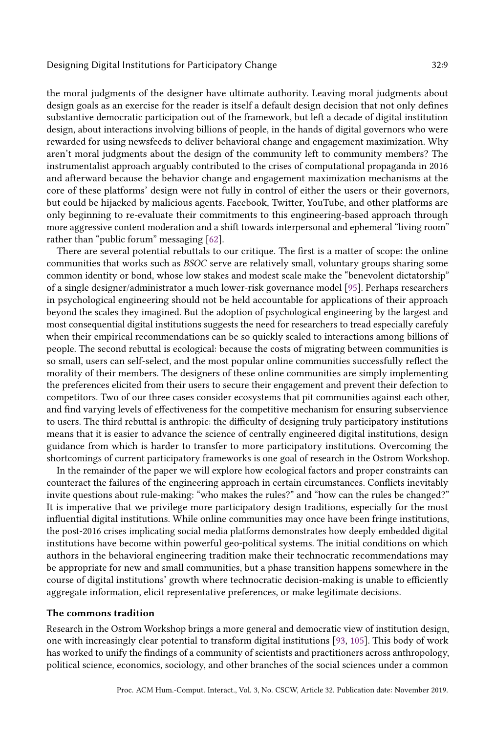the moral judgments of the designer have ultimate authority. Leaving moral judgments about design goals as an exercise for the reader is itself a default design decision that not only defines substantive democratic participation out of the framework, but left a decade of digital institution design, about interactions involving billions of people, in the hands of digital governors who were rewarded for using newsfeeds to deliver behavioral change and engagement maximization. Why aren't moral judgments about the design of the community left to community members? The instrumentalist approach arguably contributed to the crises of computational propaganda in 2016 and afterward because the behavior change and engagement maximization mechanisms at the core of these platforms' design were not fully in control of either the users or their governors, but could be hijacked by malicious agents. Facebook, Twitter, YouTube, and other platforms are only beginning to re-evaluate their commitments to this engineering-based approach through more aggressive content moderation and a shift towards interpersonal and ephemeral "living room" rather than "public forum" messaging [62].

There are several potential rebuttals to our critique. The first is a matter of scope: the online communities that works such as *BSOC* serve are relatively small, voluntary groups sharing some common identity or bond, whose low stakes and modest scale make the "benevolent dictatorship" of a single designer/administrator a much lower-risk governance model [95]. Perhaps researchers in psychological engineering should not be held accountable for applications of their approach beyond the scales they imagined. But the adoption of psychological engineering by the largest and most consequential digital institutions suggests the need for researchers to tread especially carefuly when their empirical recommendations can be so quickly scaled to interactions among billions of people. The second rebuttal is ecological: because the costs of migrating between communities is so small, users can self-select, and the most popular online communities successfully reflect the morality of their members. The designers of these online communities are simply implementing the preferences elicited from their users to secure their engagement and prevent their defection to competitors. Two of our three cases consider ecosystems that pit communities against each other, and find varying levels of effectiveness for the competitive mechanism for ensuring subservience to users. The third rebuttal is anthropic: the difficulty of designing truly participatory institutions means that it is easier to advance the science of centrally engineered digital institutions, design guidance from which is harder to transfer to more participatory institutions. Overcoming the shortcomings of current participatory frameworks is one goal of research in the Ostrom Workshop.

In the remainder of the paper we will explore how ecological factors and proper constraints can counteract the failures of the engineering approach in certain circumstances. Conflicts inevitably invite questions about rule-making: "who makes the rules?" and "how can the rules be changed?" It is imperative that we privilege more participatory design traditions, especially for the most influential digital institutions. While online communities may once have been fringe institutions, the post-2016 crises implicating social media platforms demonstrates how deeply embedded digital institutions have become within powerful geo-political systems. The initial conditions on which authors in the behavioral engineering tradition make their technocratic recommendations may be appropriate for new and small communities, but a phase transition happens somewhere in the course of digital institutions' growth where technocratic decision-making is unable to efficiently aggregate information, elicit representative preferences, or make legitimate decisions.

### The commons tradition

Research in the Ostrom Workshop brings a more general and democratic view of institution design, one with increasingly clear potential to transform digital institutions [93, 105]. This body of work has worked to unify the findings of a community of scientists and practitioners across anthropology, political science, economics, sociology, and other branches of the social sciences under a common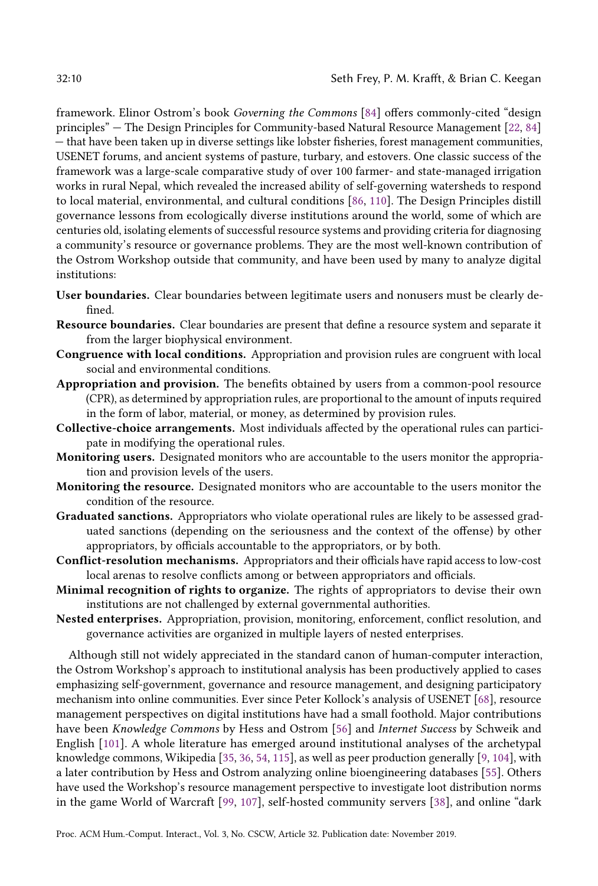framework. Elinor Ostrom's book *Governing the Commons* [84] offers commonly-cited "design principles" — The Design Principles for Community-based Natural Resource Management [22, 84] — that have been taken up in diverse settings like lobster fisheries, forest management communities, USENET forums, and ancient systems of pasture, turbary, and estovers. One classic success of the framework was a large-scale comparative study of over 100 farmer- and state-managed irrigation works in rural Nepal, which revealed the increased ability of self-governing watersheds to respond to local material, environmental, and cultural conditions [86, 110]. The Design Principles distill governance lessons from ecologically diverse institutions around the world, some of which are centuries old, isolating elements of successful resource systems and providing criteria for diagnosing a community's resource or governance problems. They are the most well-known contribution of the Ostrom Workshop outside that community, and have been used by many to analyze digital institutions:

- **User boundaries.** Clear boundaries between legitimate users and nonusers must be clearly defined.
- **Resource boundaries.** Clear boundaries are present that define a resource system and separate it from the larger biophysical environment.
- **Congruence with local conditions.** Appropriation and provision rules are congruent with local social and environmental conditions.
- **Appropriation and provision.** The benefits obtained by users from a common-pool resource (CPR), as determined by appropriation rules, are proportional to the amount of inputs required in the form of labor, material, or money, as determined by provision rules.
- **Collective-choice arrangements.** Most individuals affected by the operational rules can participate in modifying the operational rules.
- **Monitoring users.** Designated monitors who are accountable to the users monitor the appropriation and provision levels of the users.
- **Monitoring the resource.** Designated monitors who are accountable to the users monitor the condition of the resource.
- **Graduated sanctions.** Appropriators who violate operational rules are likely to be assessed graduated sanctions (depending on the seriousness and the context of the offense) by other appropriators, by officials accountable to the appropriators, or by both.
- **Conflict-resolution mechanisms.** Appropriators and their officials have rapid access to low-cost local arenas to resolve conflicts among or between appropriators and officials.
- **Minimal recognition of rights to organize.** The rights of appropriators to devise their own institutions are not challenged by external governmental authorities.
- **Nested enterprises.** Appropriation, provision, monitoring, enforcement, conflict resolution, and governance activities are organized in multiple layers of nested enterprises.

Although still not widely appreciated in the standard canon of human-computer interaction, the Ostrom Workshop's approach to institutional analysis has been productively applied to cases emphasizing self-government, governance and resource management, and designing participatory mechanism into online communities. Ever since Peter Kollock's analysis of USENET [68], resource management perspectives on digital institutions have had a small foothold. Major contributions have been *Knowledge Commons* by Hess and Ostrom [56] and *Internet Success* by Schweik and English [101]. A whole literature has emerged around institutional analyses of the archetypal knowledge commons, Wikipedia [35, 36, 54, 115], as well as peer production generally [9, 104], with a later contribution by Hess and Ostrom analyzing online bioengineering databases [55]. Others have used the Workshop's resource management perspective to investigate loot distribution norms in the game World of Warcraft [99, 107], self-hosted community servers [38], and online "dark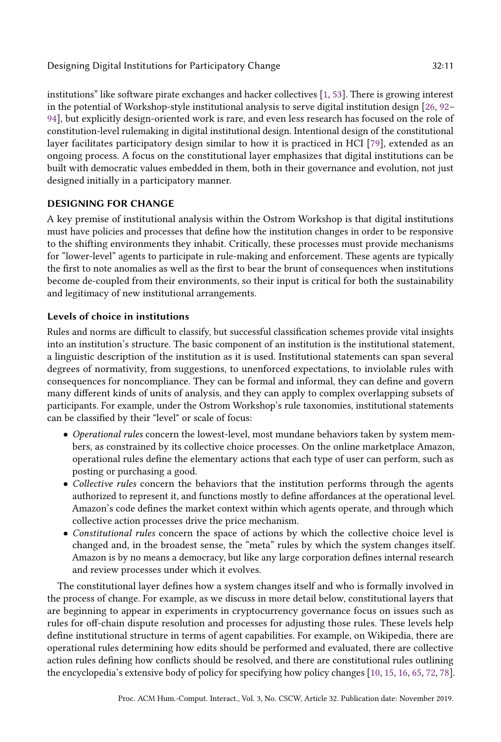institutions" like software pirate exchanges and hacker collectives [1, 53]. There is growing interest in the potential of Workshop-style institutional analysis to serve digital institution design [26, 92–94], but explicitly design-oriented work is rare, and even less research has focused on the role of constitution-level rulemaking in digital institutional design. Intentional design of the constitutional layer facilitates participatory design similar to how it is practiced in HCI [79], extended as an ongoing process. A focus on the constitutional layer emphasizes that digital institutions can be built with democratic values embedded in them, both in their governance and evolution, not just designed initially in a participatory manner.

## DESIGNING FOR CHANGE

A key premise of institutional analysis within the Ostrom Workshop is that digital institutions must have policies and processes that define how the institution changes in order to be responsive to the shifting environments they inhabit. Critically, these processes must provide mechanisms for "lower-level" agents to participate in rule-making and enforcement. These agents are typically the first to note anomalies as well as the first to bear the brunt of consequences when institutions become de-coupled from their environments, so their input is critical for both the sustainability and legitimacy of new institutional arrangements.

### Levels of choice in institutions

Rules and norms are difficult to classify, but successful classification schemes provide vital insights into an institution's structure. The basic component of an institution is the institutional statement, a linguistic description of the institution as it is used. Institutional statements can span several degrees of normativity, from suggestions, to unenforced expectations, to inviolable rules with consequences for noncompliance. They can be formal and informal, they can define and govern many different kinds of units of analysis, and they can apply to complex overlapping subsets of participants. For example, under the Ostrom Workshop's rule taxonomies, institutional statements can be classified by their "level" or scale of focus:

- *Operational rules* concern the lowest-level, most mundane behaviors taken by system members, as constrained by its collective choice processes. On the online marketplace Amazon, operational rules define the elementary actions that each type of user can perform, such as posting or purchasing a good.
- *Collective rules* concern the behaviors that the institution performs through the agents authorized to represent it, and functions mostly to define affordances at the operational level. Amazon's code defines the market context within which agents operate, and through which collective action processes drive the price mechanism.
- *Constitutional rules* concern the space of actions by which the collective choice level is changed and, in the broadest sense, the "meta" rules by which the system changes itself. Amazon is by no means a democracy, but like any large corporation defines internal research and review processes under which it evolves.

The constitutional layer defines how a system changes itself and who is formally involved in the process of change. For example, as we discuss in more detail below, constitutional layers that are beginning to appear in experiments in cryptocurrency governance focus on issues such as rules for off-chain dispute resolution and processes for adjusting those rules. These levels help define institutional structure in terms of agent capabilities. For example, on Wikipedia, there are operational rules determining how edits should be performed and evaluated, there are collective action rules defining how conflicts should be resolved, and there are constitutional rules outlining the encyclopedia's extensive body of policy for specifying how policy changes [10, 15, 16, 65, 72, 78].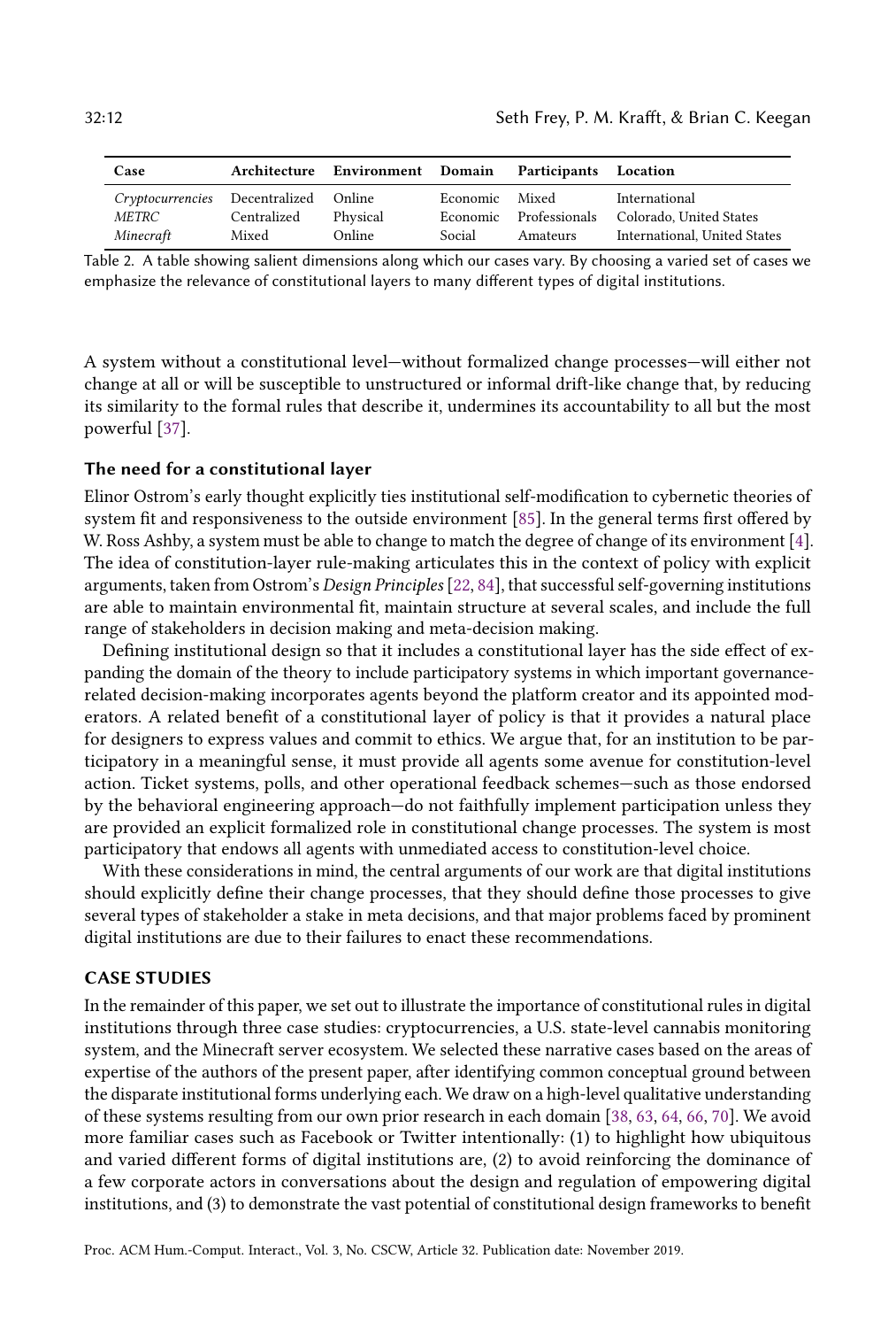| Case | Architecture | Environment | Domain | Participants | Location |
| --- | --- | --- | --- | --- | --- |
| *Cryptocurrencies* | Decentralized | Online | Economic | Mixed | International |
| *METRC* | Centralized | Physical | Economic | Professionals | Colorado, United States |
| *Minecraft* | Mixed | Online | Social | Amateurs | International, United States |

Table 2. A table showing salient dimensions along which our cases vary. By choosing a varied set of cases we emphasize the relevance of constitutional layers to many different types of digital institutions.

A system without a constitutional level—without formalized change processes—will either not change at all or will be susceptible to unstructured or informal drift-like change that, by reducing its similarity to the formal rules that describe it, undermines its accountability to all but the most powerful [37].

### The need for a constitutional layer

Elinor Ostrom's early thought explicitly ties institutional self-modification to cybernetic theories of system fit and responsiveness to the outside environment [85]. In the general terms first offered by W. Ross Ashby, a system must be able to change to match the degree of change of its environment [4]. The idea of constitution-layer rule-making articulates this in the context of policy with explicit arguments, taken from Ostrom's *Design Principles* [22, 84], that successful self-governing institutions are able to maintain environmental fit, maintain structure at several scales, and include the full range of stakeholders in decision making and meta-decision making.

Defining institutional design so that it includes a constitutional layer has the side effect of expanding the domain of the theory to include participatory systems in which important governance-related decision-making incorporates agents beyond the platform creator and its appointed moderators. A related benefit of a constitutional layer of policy is that it provides a natural place for designers to express values and commit to ethics. We argue that, for an institution to be participatory in a meaningful sense, it must provide all agents some avenue for constitution-level action. Ticket systems, polls, and other operational feedback schemes—such as those endorsed by the behavioral engineering approach—do not faithfully implement participation unless they are provided an explicit formalized role in constitutional change processes. The system is most participatory that endows all agents with unmediated access to constitution-level choice.

With these considerations in mind, the central arguments of our work are that digital institutions should explicitly define their change processes, that they should define those processes to give several types of stakeholder a stake in meta decisions, and that major problems faced by prominent digital institutions are due to their failures to enact these recommendations.

## CASE STUDIES

In the remainder of this paper, we set out to illustrate the importance of constitutional rules in digital institutions through three case studies: cryptocurrencies, a U.S. state-level cannabis monitoring system, and the Minecraft server ecosystem. We selected these narrative cases based on the areas of expertise of the authors of the present paper, after identifying common conceptual ground between the disparate institutional forms underlying each. We draw on a high-level qualitative understanding of these systems resulting from our own prior research in each domain [38, 63, 64, 66, 70]. We avoid more familiar cases such as Facebook or Twitter intentionally: (1) to highlight how ubiquitous and varied different forms of digital institutions are, (2) to avoid reinforcing the dominance of a few corporate actors in conversations about the design and regulation of empowering digital institutions, and (3) to demonstrate the vast potential of constitutional design frameworks to benefit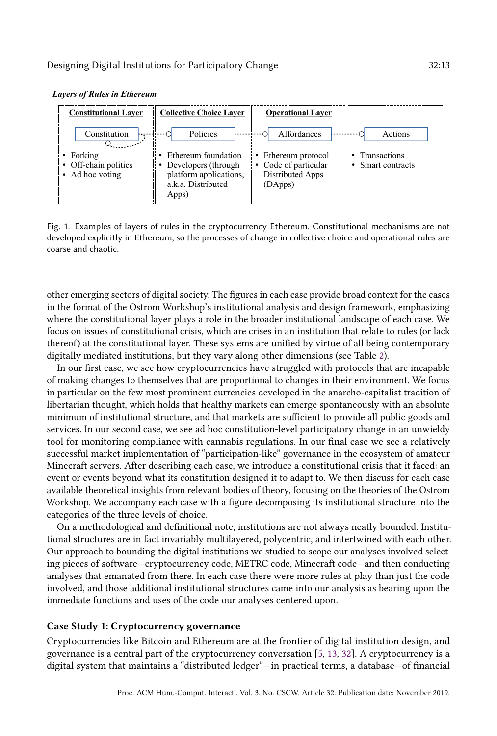***Layers of Rules in Ethereum***

| Constitutional Layer | Collective Choice Layer | Operational Layer | |
|---|---|---|---|
| Constitution | Policies | Affordances | Actions |
| • Forking<br>• Off-chain politics<br>• Ad hoc voting | • Ethereum foundation<br>• Developers (through platform applications, a.k.a. Distributed Apps) | • Ethereum protocol<br>• Code of particular Distributed Apps (DApps) | • Transactions<br>• Smart contracts |

Fig. 1. Examples of layers of rules in the cryptocurrency Ethereum. Constitutional mechanisms are not developed explicitly in Ethereum, so the processes of change in collective choice and operational rules are coarse and chaotic.

other emerging sectors of digital society. The figures in each case provide broad context for the cases in the format of the Ostrom Workshop's institutional analysis and design framework, emphasizing where the constitutional layer plays a role in the broader institutional landscape of each case. We focus on issues of constitutional crisis, which are crises in an institution that relate to rules (or lack thereof) at the constitutional layer. These systems are unified by virtue of all being contemporary digitally mediated institutions, but they vary along other dimensions (see Table 2).

In our first case, we see how cryptocurrencies have struggled with protocols that are incapable of making changes to themselves that are proportional to changes in their environment. We focus in particular on the few most prominent currencies developed in the anarcho-capitalist tradition of libertarian thought, which holds that healthy markets can emerge spontaneously with an absolute minimum of institutional structure, and that markets are sufficient to provide all public goods and services. In our second case, we see ad hoc constitution-level participatory change in an unwieldy tool for monitoring compliance with cannabis regulations. In our final case we see a relatively successful market implementation of "participation-like" governance in the ecosystem of amateur Minecraft servers. After describing each case, we introduce a constitutional crisis that it faced: an event or events beyond what its constitution designed it to adapt to. We then discuss for each case available theoretical insights from relevant bodies of theory, focusing on the theories of the Ostrom Workshop. We accompany each case with a figure decomposing its institutional structure into the categories of the three levels of choice.

On a methodological and definitional note, institutions are not always neatly bounded. Institutional structures are in fact invariably multilayered, polycentric, and intertwined with each other. Our approach to bounding the digital institutions we studied to scope our analyses involved selecting pieces of software—cryptocurrency code, METRC code, Minecraft code—and then conducting analyses that emanated from there. In each case there were more rules at play than just the code involved, and those additional institutional structures came into our analysis as bearing upon the immediate functions and uses of the code our analyses centered upon.

### Case Study 1: Cryptocurrency governance

Cryptocurrencies like Bitcoin and Ethereum are at the frontier of digital institution design, and governance is a central part of the cryptocurrency conversation [5, 13, 32]. A cryptocurrency is a digital system that maintains a "distributed ledger"—in practical terms, a database—of financial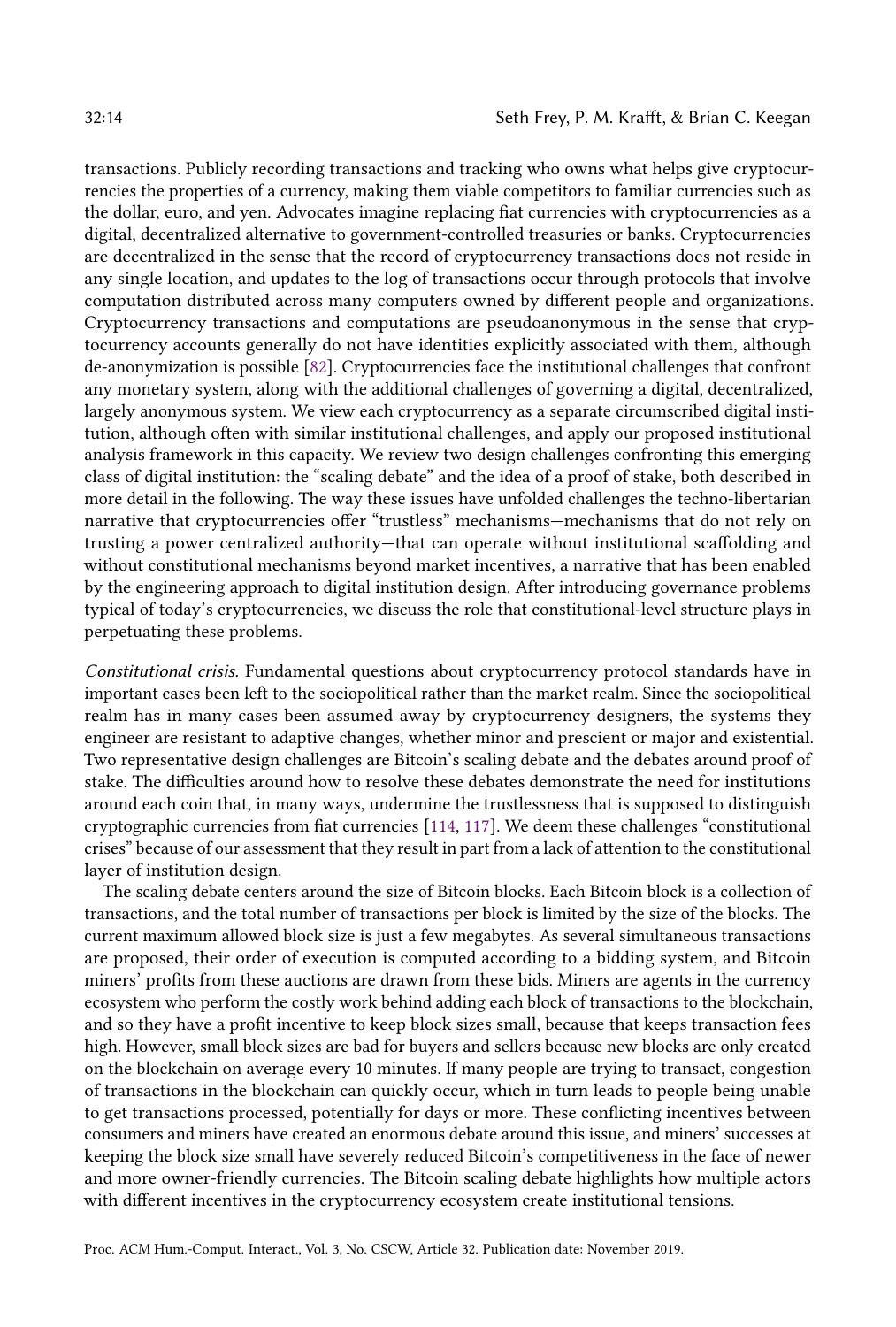transactions. Publicly recording transactions and tracking who owns what helps give cryptocurrencies the properties of a currency, making them viable competitors to familiar currencies such as the dollar, euro, and yen. Advocates imagine replacing fiat currencies with cryptocurrencies as a digital, decentralized alternative to government-controlled treasuries or banks. Cryptocurrencies are decentralized in the sense that the record of cryptocurrency transactions does not reside in any single location, and updates to the log of transactions occur through protocols that involve computation distributed across many computers owned by different people and organizations. Cryptocurrency transactions and computations are pseudoanonymous in the sense that cryptocurrency accounts generally do not have identities explicitly associated with them, although de-anonymization is possible [82]. Cryptocurrencies face the institutional challenges that confront any monetary system, along with the additional challenges of governing a digital, decentralized, largely anonymous system. We view each cryptocurrency as a separate circumscribed digital institution, although often with similar institutional challenges, and apply our proposed institutional analysis framework in this capacity. We review two design challenges confronting this emerging class of digital institution: the "scaling debate" and the idea of a proof of stake, both described in more detail in the following. The way these issues have unfolded challenges the techno-libertarian narrative that cryptocurrencies offer "trustless" mechanisms—mechanisms that do not rely on trusting a power centralized authority—that can operate without institutional scaffolding and without constitutional mechanisms beyond market incentives, a narrative that has been enabled by the engineering approach to digital institution design. After introducing governance problems typical of today's cryptocurrencies, we discuss the role that constitutional-level structure plays in perpetuating these problems.

*Constitutional crisis.* Fundamental questions about cryptocurrency protocol standards have in important cases been left to the sociopolitical rather than the market realm. Since the sociopolitical realm has in many cases been assumed away by cryptocurrency designers, the systems they engineer are resistant to adaptive changes, whether minor and prescient or major and existential. Two representative design challenges are Bitcoin's scaling debate and the debates around proof of stake. The difficulties around how to resolve these debates demonstrate the need for institutions around each coin that, in many ways, undermine the trustlessness that is supposed to distinguish cryptographic currencies from fiat currencies [114, 117]. We deem these challenges "constitutional crises" because of our assessment that they result in part from a lack of attention to the constitutional layer of institution design.

The scaling debate centers around the size of Bitcoin blocks. Each Bitcoin block is a collection of transactions, and the total number of transactions per block is limited by the size of the blocks. The current maximum allowed block size is just a few megabytes. As several simultaneous transactions are proposed, their order of execution is computed according to a bidding system, and Bitcoin miners' profits from these auctions are drawn from these bids. Miners are agents in the currency ecosystem who perform the costly work behind adding each block of transactions to the blockchain, and so they have a profit incentive to keep block sizes small, because that keeps transaction fees high. However, small block sizes are bad for buyers and sellers because new blocks are only created on the blockchain on average every 10 minutes. If many people are trying to transact, congestion of transactions in the blockchain can quickly occur, which in turn leads to people being unable to get transactions processed, potentially for days or more. These conflicting incentives between consumers and miners have created an enormous debate around this issue, and miners' successes at keeping the block size small have severely reduced Bitcoin's competitiveness in the face of newer and more owner-friendly currencies. The Bitcoin scaling debate highlights how multiple actors with different incentives in the cryptocurrency ecosystem create institutional tensions.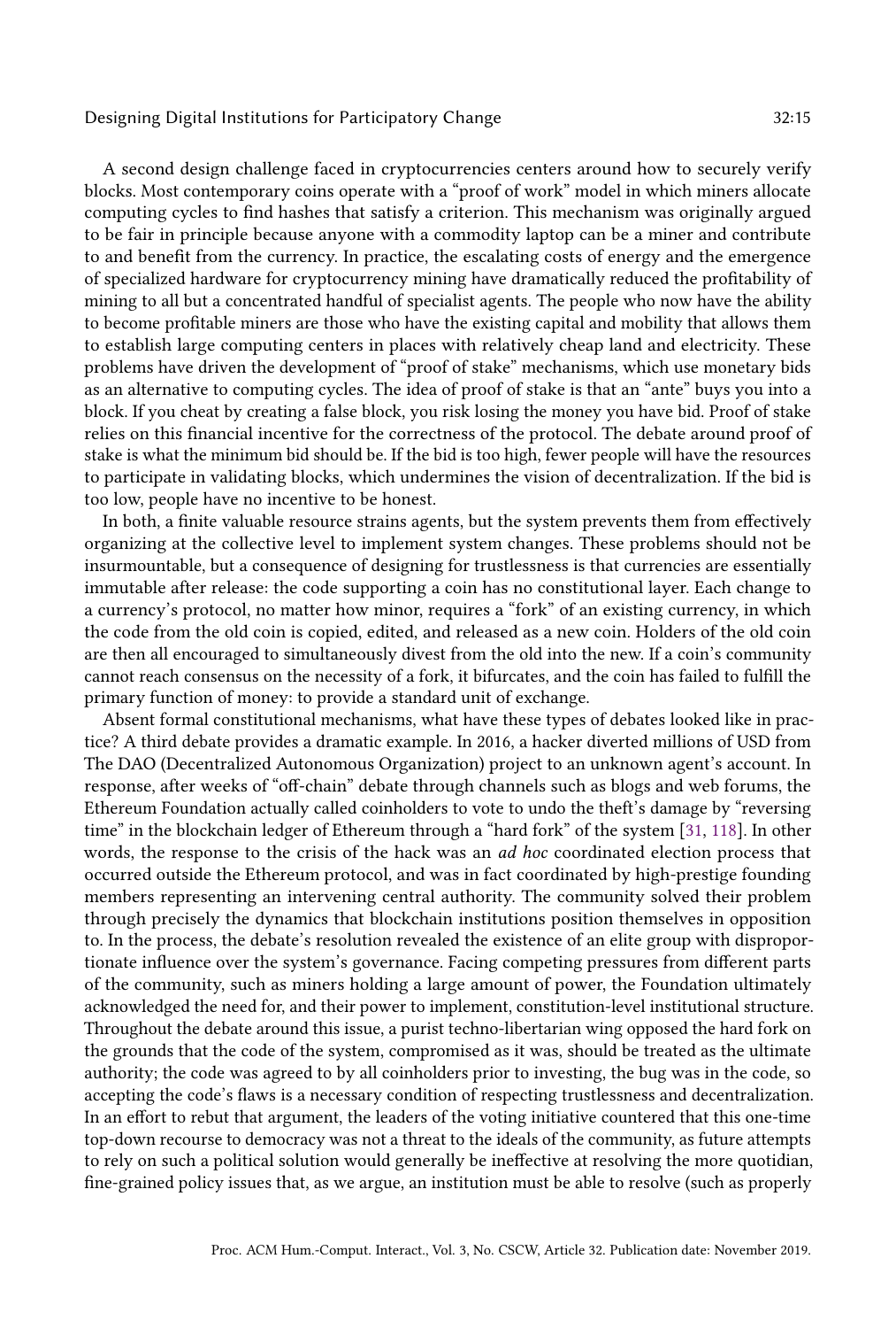A second design challenge faced in cryptocurrencies centers around how to securely verify blocks. Most contemporary coins operate with a "proof of work" model in which miners allocate computing cycles to find hashes that satisfy a criterion. This mechanism was originally argued to be fair in principle because anyone with a commodity laptop can be a miner and contribute to and benefit from the currency. In practice, the escalating costs of energy and the emergence of specialized hardware for cryptocurrency mining have dramatically reduced the profitability of mining to all but a concentrated handful of specialist agents. The people who now have the ability to become profitable miners are those who have the existing capital and mobility that allows them to establish large computing centers in places with relatively cheap land and electricity. These problems have driven the development of "proof of stake" mechanisms, which use monetary bids as an alternative to computing cycles. The idea of proof of stake is that an "ante" buys you into a block. If you cheat by creating a false block, you risk losing the money you have bid. Proof of stake relies on this financial incentive for the correctness of the protocol. The debate around proof of stake is what the minimum bid should be. If the bid is too high, fewer people will have the resources to participate in validating blocks, which undermines the vision of decentralization. If the bid is too low, people have no incentive to be honest.

In both, a finite valuable resource strains agents, but the system prevents them from effectively organizing at the collective level to implement system changes. These problems should not be insurmountable, but a consequence of designing for trustlessness is that currencies are essentially immutable after release: the code supporting a coin has no constitutional layer. Each change to a currency's protocol, no matter how minor, requires a "fork" of an existing currency, in which the code from the old coin is copied, edited, and released as a new coin. Holders of the old coin are then all encouraged to simultaneously divest from the old into the new. If a coin's community cannot reach consensus on the necessity of a fork, it bifurcates, and the coin has failed to fulfill the primary function of money: to provide a standard unit of exchange.

Absent formal constitutional mechanisms, what have these types of debates looked like in practice? A third debate provides a dramatic example. In 2016, a hacker diverted millions of USD from The DAO (Decentralized Autonomous Organization) project to an unknown agent's account. In response, after weeks of "off-chain" debate through channels such as blogs and web forums, the Ethereum Foundation actually called coinholders to vote to undo the theft's damage by "reversing time" in the blockchain ledger of Ethereum through a "hard fork" of the system [31, 118]. In other words, the response to the crisis of the hack was an *ad hoc* coordinated election process that occurred outside the Ethereum protocol, and was in fact coordinated by high-prestige founding members representing an intervening central authority. The community solved their problem through precisely the dynamics that blockchain institutions position themselves in opposition to. In the process, the debate's resolution revealed the existence of an elite group with disproportionate influence over the system's governance. Facing competing pressures from different parts of the community, such as miners holding a large amount of power, the Foundation ultimately acknowledged the need for, and their power to implement, constitution-level institutional structure. Throughout the debate around this issue, a purist techno-libertarian wing opposed the hard fork on the grounds that the code of the system, compromised as it was, should be treated as the ultimate authority; the code was agreed to by all coinholders prior to investing, the bug was in the code, so accepting the code's flaws is a necessary condition of respecting trustlessness and decentralization. In an effort to rebut that argument, the leaders of the voting initiative countered that this one-time top-down recourse to democracy was not a threat to the ideals of the community, as future attempts to rely on such a political solution would generally be ineffective at resolving the more quotidian, fine-grained policy issues that, as we argue, an institution must be able to resolve (such as properly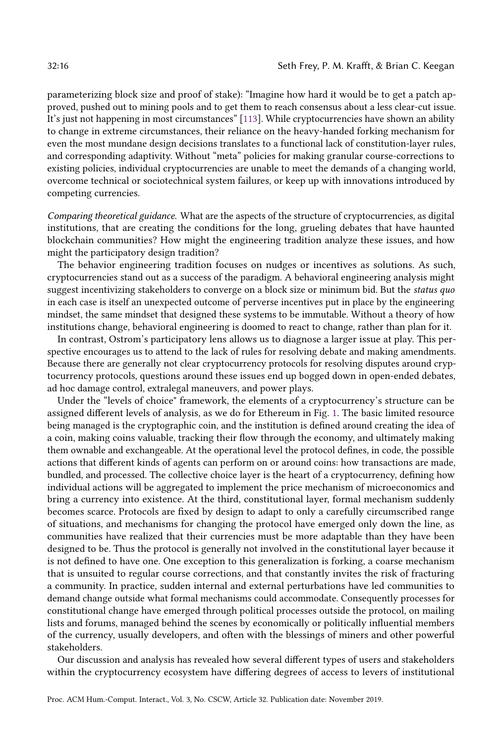parameterizing block size and proof of stake): "Imagine how hard it would be to get a patch approved, pushed out to mining pools and to get them to reach consensus about a less clear-cut issue. It's just not happening in most circumstances" [113]. While cryptocurrencies have shown an ability to change in extreme circumstances, their reliance on the heavy-handed forking mechanism for even the most mundane design decisions translates to a functional lack of constitution-layer rules, and corresponding adaptivity. Without "meta" policies for making granular course-corrections to existing policies, individual cryptocurrencies are unable to meet the demands of a changing world, overcome technical or sociotechnical system failures, or keep up with innovations introduced by competing currencies.

*Comparing theoretical guidance.* What are the aspects of the structure of cryptocurrencies, as digital institutions, that are creating the conditions for the long, grueling debates that have haunted blockchain communities? How might the engineering tradition analyze these issues, and how might the participatory design tradition?

The behavior engineering tradition focuses on nudges or incentives as solutions. As such, cryptocurrencies stand out as a success of the paradigm. A behavioral engineering analysis might suggest incentivizing stakeholders to converge on a block size or minimum bid. But the *status quo* in each case is itself an unexpected outcome of perverse incentives put in place by the engineering mindset, the same mindset that designed these systems to be immutable. Without a theory of how institutions change, behavioral engineering is doomed to react to change, rather than plan for it.

In contrast, Ostrom's participatory lens allows us to diagnose a larger issue at play. This perspective encourages us to attend to the lack of rules for resolving debate and making amendments. Because there are generally not clear cryptocurrency protocols for resolving disputes around cryptocurrency protocols, questions around these issues end up bogged down in open-ended debates, ad hoc damage control, extralegal maneuvers, and power plays.

Under the "levels of choice" framework, the elements of a cryptocurrency's structure can be assigned different levels of analysis, as we do for Ethereum in Fig. 1. The basic limited resource being managed is the cryptographic coin, and the institution is defined around creating the idea of a coin, making coins valuable, tracking their flow through the economy, and ultimately making them ownable and exchangeable. At the operational level the protocol defines, in code, the possible actions that different kinds of agents can perform on or around coins: how transactions are made, bundled, and processed. The collective choice layer is the heart of a cryptocurrency, defining how individual actions will be aggregated to implement the price mechanism of microeconomics and bring a currency into existence. At the third, constitutional layer, formal mechanism suddenly becomes scarce. Protocols are fixed by design to adapt to only a carefully circumscribed range of situations, and mechanisms for changing the protocol have emerged only down the line, as communities have realized that their currencies must be more adaptable than they have been designed to be. Thus the protocol is generally not involved in the constitutional layer because it is not defined to have one. One exception to this generalization is forking, a coarse mechanism that is unsuited to regular course corrections, and that constantly invites the risk of fracturing a community. In practice, sudden internal and external perturbations have led communities to demand change outside what formal mechanisms could accommodate. Consequently processes for constitutional change have emerged through political processes outside the protocol, on mailing lists and forums, managed behind the scenes by economically or politically influential members of the currency, usually developers, and often with the blessings of miners and other powerful stakeholders.

Our discussion and analysis has revealed how several different types of users and stakeholders within the cryptocurrency ecosystem have differing degrees of access to levers of institutional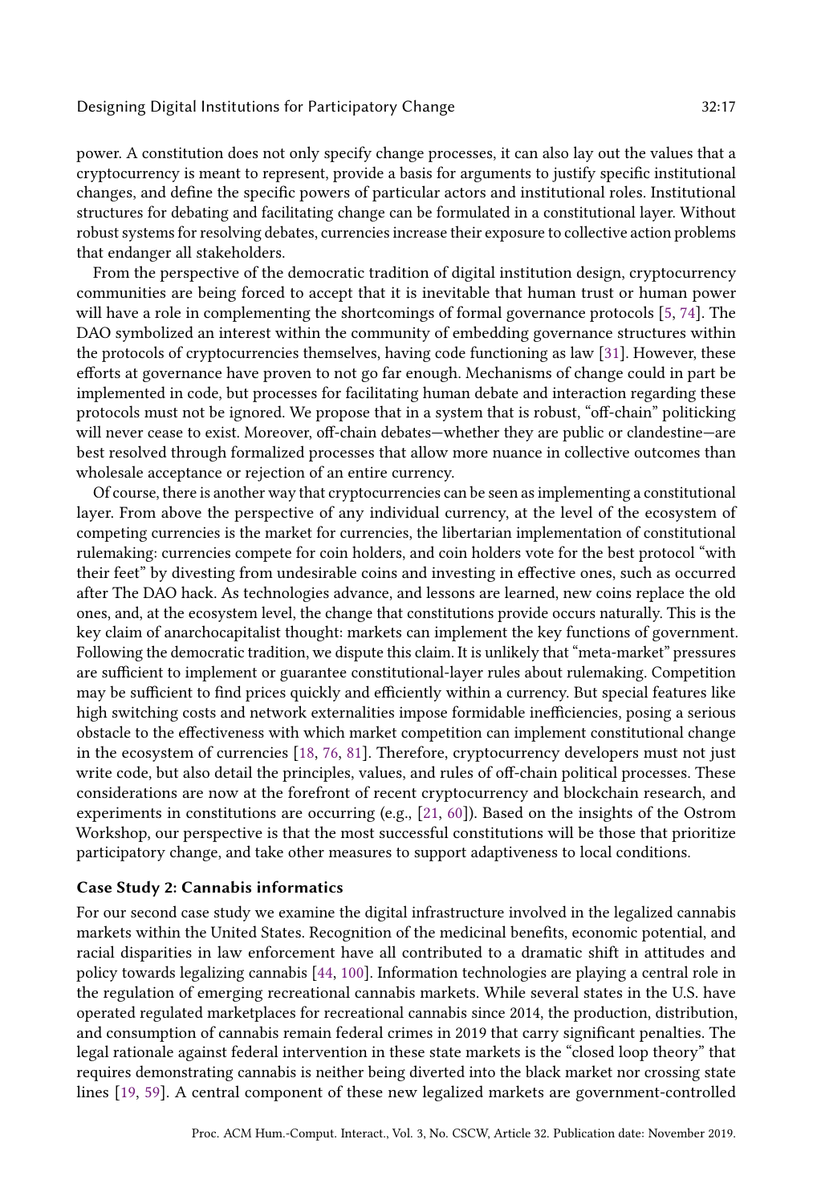power. A constitution does not only specify change processes, it can also lay out the values that a cryptocurrency is meant to represent, provide a basis for arguments to justify specific institutional changes, and define the specific powers of particular actors and institutional roles. Institutional structures for debating and facilitating change can be formulated in a constitutional layer. Without robust systems for resolving debates, currencies increase their exposure to collective action problems that endanger all stakeholders.

From the perspective of the democratic tradition of digital institution design, cryptocurrency communities are being forced to accept that it is inevitable that human trust or human power will have a role in complementing the shortcomings of formal governance protocols [5, 74]. The DAO symbolized an interest within the community of embedding governance structures within the protocols of cryptocurrencies themselves, having code functioning as law [31]. However, these efforts at governance have proven to not go far enough. Mechanisms of change could in part be implemented in code, but processes for facilitating human debate and interaction regarding these protocols must not be ignored. We propose that in a system that is robust, "off-chain" politicking will never cease to exist. Moreover, off-chain debates—whether they are public or clandestine—are best resolved through formalized processes that allow more nuance in collective outcomes than wholesale acceptance or rejection of an entire currency.

Of course, there is another way that cryptocurrencies can be seen as implementing a constitutional layer. From above the perspective of any individual currency, at the level of the ecosystem of competing currencies is the market for currencies, the libertarian implementation of constitutional rulemaking: currencies compete for coin holders, and coin holders vote for the best protocol "with their feet" by divesting from undesirable coins and investing in effective ones, such as occurred after The DAO hack. As technologies advance, and lessons are learned, new coins replace the old ones, and, at the ecosystem level, the change that constitutions provide occurs naturally. This is the key claim of anarchocapitalist thought: markets can implement the key functions of government. Following the democratic tradition, we dispute this claim. It is unlikely that "meta-market" pressures are sufficient to implement or guarantee constitutional-layer rules about rulemaking. Competition may be sufficient to find prices quickly and efficiently within a currency. But special features like high switching costs and network externalities impose formidable inefficiencies, posing a serious obstacle to the effectiveness with which market competition can implement constitutional change in the ecosystem of currencies [18, 76, 81]. Therefore, cryptocurrency developers must not just write code, but also detail the principles, values, and rules of off-chain political processes. These considerations are now at the forefront of recent cryptocurrency and blockchain research, and experiments in constitutions are occurring (e.g., [21, 60]). Based on the insights of the Ostrom Workshop, our perspective is that the most successful constitutions will be those that prioritize participatory change, and take other measures to support adaptiveness to local conditions.

### Case Study 2: Cannabis informatics

For our second case study we examine the digital infrastructure involved in the legalized cannabis markets within the United States. Recognition of the medicinal benefits, economic potential, and racial disparities in law enforcement have all contributed to a dramatic shift in attitudes and policy towards legalizing cannabis [44, 100]. Information technologies are playing a central role in the regulation of emerging recreational cannabis markets. While several states in the U.S. have operated regulated marketplaces for recreational cannabis since 2014, the production, distribution, and consumption of cannabis remain federal crimes in 2019 that carry significant penalties. The legal rationale against federal intervention in these state markets is the "closed loop theory" that requires demonstrating cannabis is neither being diverted into the black market nor crossing state lines [19, 59]. A central component of these new legalized markets are government-controlled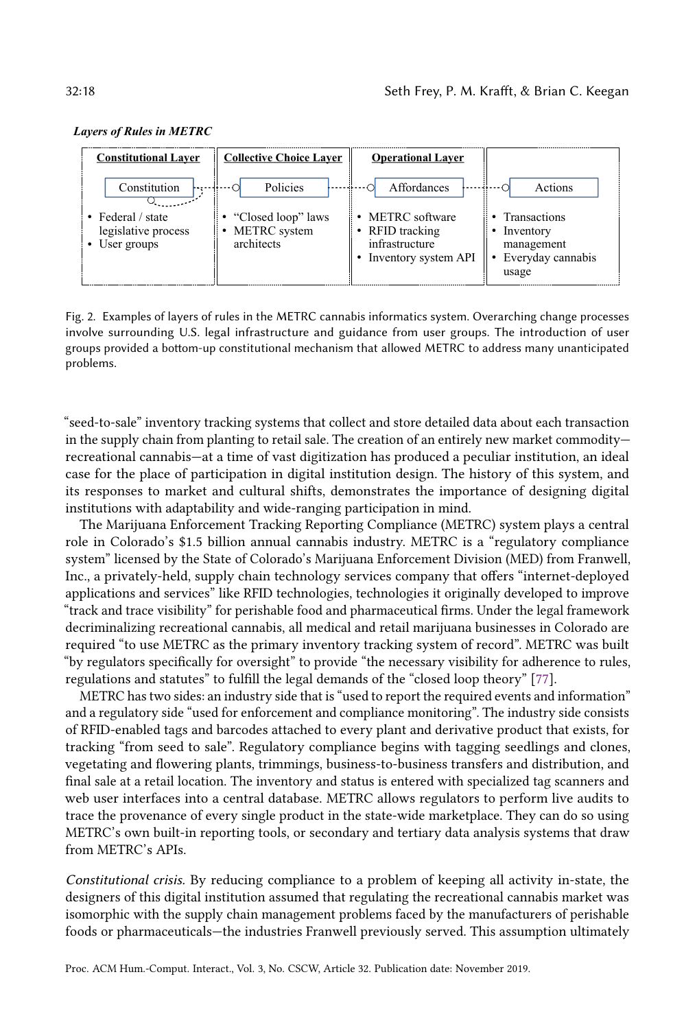*Layers of Rules in METRC*

| Constitutional Layer | Collective Choice Layer | Operational Layer | |
|---|---|---|---|
| Constitution | Policies | Affordances | Actions |
| • Federal / state legislative process<br>• User groups | • "Closed loop" laws<br>• METRC system architects | • METRC software<br>• RFID tracking infrastructure<br>• Inventory system API | • Transactions<br>• Inventory management<br>• Everyday cannabis usage |

Fig. 2. Examples of layers of rules in the METRC cannabis informatics system. Overarching change processes involve surrounding U.S. legal infrastructure and guidance from user groups. The introduction of user groups provided a bottom-up constitutional mechanism that allowed METRC to address many unanticipated problems.

"seed-to-sale" inventory tracking systems that collect and store detailed data about each transaction in the supply chain from planting to retail sale. The creation of an entirely new market commodity—recreational cannabis—at a time of vast digitization has produced a peculiar institution, an ideal case for the place of participation in digital institution design. The history of this system, and its responses to market and cultural shifts, demonstrates the importance of designing digital institutions with adaptability and wide-ranging participation in mind.

The Marijuana Enforcement Tracking Reporting Compliance (METRC) system plays a central role in Colorado's $1.5 billion annual cannabis industry. METRC is a "regulatory compliance system" licensed by the State of Colorado's Marijuana Enforcement Division (MED) from Franwell, Inc., a privately-held, supply chain technology services company that offers "internet-deployed applications and services" like RFID technologies, technologies it originally developed to improve "track and trace visibility" for perishable food and pharmaceutical firms. Under the legal framework decriminalizing recreational cannabis, all medical and retail marijuana businesses in Colorado are required "to use METRC as the primary inventory tracking system of record". METRC was built "by regulators specifically for oversight" to provide "the necessary visibility for adherence to rules, regulations and statutes" to fulfill the legal demands of the "closed loop theory" [77].

METRC has two sides: an industry side that is "used to report the required events and information" and a regulatory side "used for enforcement and compliance monitoring". The industry side consists of RFID-enabled tags and barcodes attached to every plant and derivative product that exists, for tracking "from seed to sale". Regulatory compliance begins with tagging seedlings and clones, vegetating and flowering plants, trimmings, business-to-business transfers and distribution, and final sale at a retail location. The inventory and status is entered with specialized tag scanners and web user interfaces into a central database. METRC allows regulators to perform live audits to trace the provenance of every single product in the state-wide marketplace. They can do so using METRC's own built-in reporting tools, or secondary and tertiary data analysis systems that draw from METRC's APIs.

*Constitutional crisis.* By reducing compliance to a problem of keeping all activity in-state, the designers of this digital institution assumed that regulating the recreational cannabis market was isomorphic with the supply chain management problems faced by the manufacturers of perishable foods or pharmaceuticals—the industries Franwell previously served. This assumption ultimately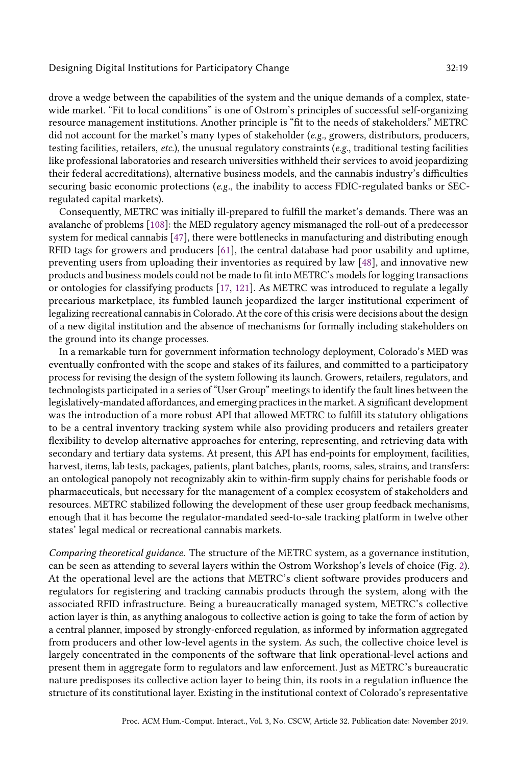drove a wedge between the capabilities of the system and the unique demands of a complex, statewide market. "Fit to local conditions" is one of Ostrom's principles of successful self-organizing resource management institutions. Another principle is "fit to the needs of stakeholders." METRC did not account for the market's many types of stakeholder (*e.g.*, growers, distributors, producers, testing facilities, retailers, *etc.*), the unusual regulatory constraints (*e.g.*, traditional testing facilities like professional laboratories and research universities withheld their services to avoid jeopardizing their federal accreditations), alternative business models, and the cannabis industry's difficulties securing basic economic protections (*e.g.*, the inability to access FDIC-regulated banks or SEC-regulated capital markets).

Consequently, METRC was initially ill-prepared to fulfill the market's demands. There was an avalanche of problems [108]: the MED regulatory agency mismanaged the roll-out of a predecessor system for medical cannabis [47], there were bottlenecks in manufacturing and distributing enough RFID tags for growers and producers [61], the central database had poor usability and uptime, preventing users from uploading their inventories as required by law [48], and innovative new products and business models could not be made to fit into METRC's models for logging transactions or ontologies for classifying products [17, 121]. As METRC was introduced to regulate a legally precarious marketplace, its fumbled launch jeopardized the larger institutional experiment of legalizing recreational cannabis in Colorado. At the core of this crisis were decisions about the design of a new digital institution and the absence of mechanisms for formally including stakeholders on the ground into its change processes.

In a remarkable turn for government information technology deployment, Colorado's MED was eventually confronted with the scope and stakes of its failures, and committed to a participatory process for revising the design of the system following its launch. Growers, retailers, regulators, and technologists participated in a series of "User Group" meetings to identify the fault lines between the legislatively-mandated affordances, and emerging practices in the market. A significant development was the introduction of a more robust API that allowed METRC to fulfill its statutory obligations to be a central inventory tracking system while also providing producers and retailers greater flexibility to develop alternative approaches for entering, representing, and retrieving data with secondary and tertiary data systems. At present, this API has end-points for employment, facilities, harvest, items, lab tests, packages, patients, plant batches, plants, rooms, sales, strains, and transfers: an ontological panopoly not recognizably akin to within-firm supply chains for perishable foods or pharmaceuticals, but necessary for the management of a complex ecosystem of stakeholders and resources. METRC stabilized following the development of these user group feedback mechanisms, enough that it has become the regulator-mandated seed-to-sale tracking platform in twelve other states' legal medical or recreational cannabis markets.

*Comparing theoretical guidance.* The structure of the METRC system, as a governance institution, can be seen as attending to several layers within the Ostrom Workshop's levels of choice (Fig. 2). At the operational level are the actions that METRC's client software provides producers and regulators for registering and tracking cannabis products through the system, along with the associated RFID infrastructure. Being a bureaucratically managed system, METRC's collective action layer is thin, as anything analogous to collective action is going to take the form of action by a central planner, imposed by strongly-enforced regulation, as informed by information aggregated from producers and other low-level agents in the system. As such, the collective choice level is largely concentrated in the components of the software that link operational-level actions and present them in aggregate form to regulators and law enforcement. Just as METRC's bureaucratic nature predisposes its collective action layer to being thin, its roots in a regulation influence the structure of its constitutional layer. Existing in the institutional context of Colorado's representative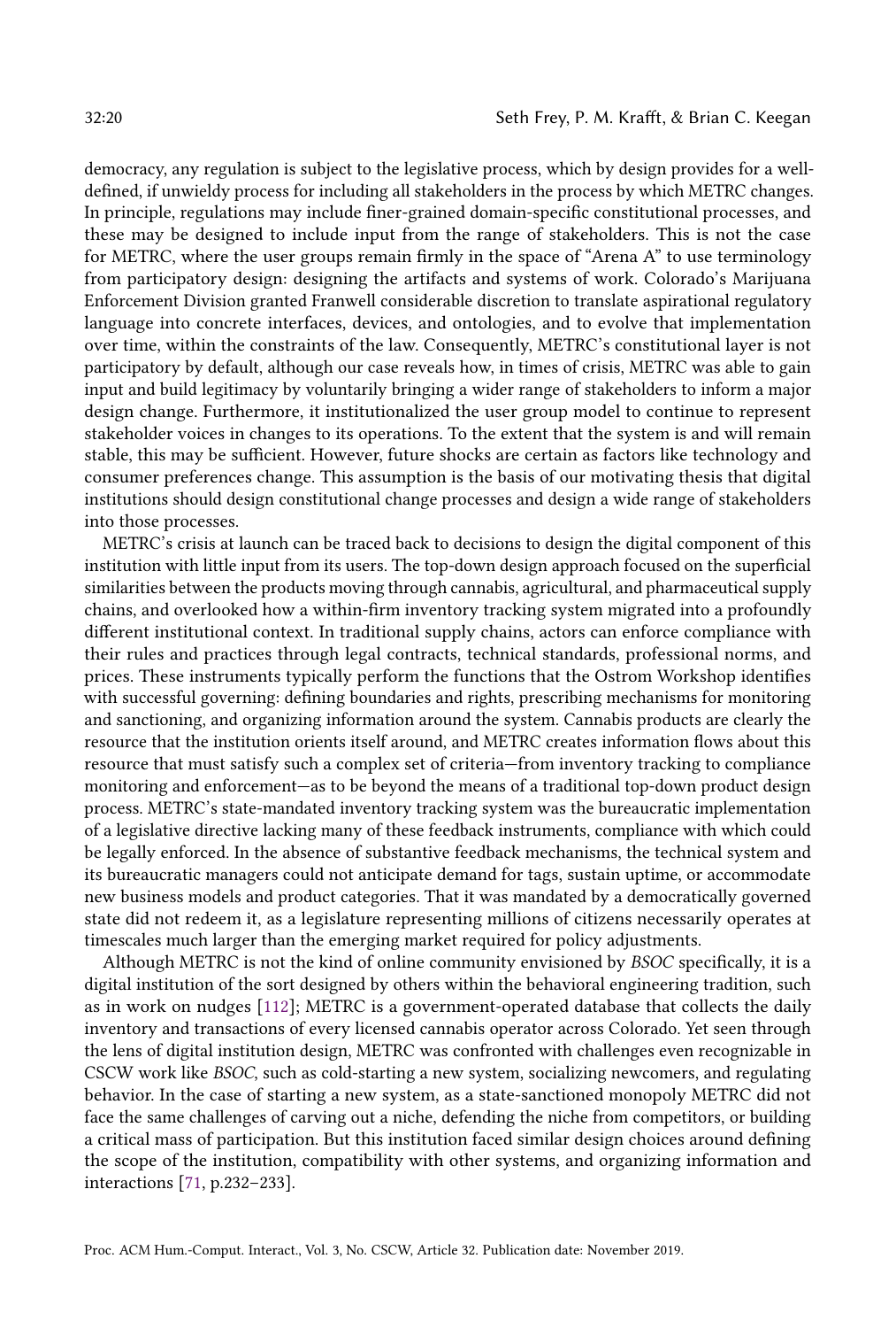democracy, any regulation is subject to the legislative process, which by design provides for a well-defined, if unwieldy process for including all stakeholders in the process by which METRC changes. In principle, regulations may include finer-grained domain-specific constitutional processes, and these may be designed to include input from the range of stakeholders. This is not the case for METRC, where the user groups remain firmly in the space of "Arena A" to use terminology from participatory design: designing the artifacts and systems of work. Colorado's Marijuana Enforcement Division granted Franwell considerable discretion to translate aspirational regulatory language into concrete interfaces, devices, and ontologies, and to evolve that implementation over time, within the constraints of the law. Consequently, METRC's constitutional layer is not participatory by default, although our case reveals how, in times of crisis, METRC was able to gain input and build legitimacy by voluntarily bringing a wider range of stakeholders to inform a major design change. Furthermore, it institutionalized the user group model to continue to represent stakeholder voices in changes to its operations. To the extent that the system is and will remain stable, this may be sufficient. However, future shocks are certain as factors like technology and consumer preferences change. This assumption is the basis of our motivating thesis that digital institutions should design constitutional change processes and design a wide range of stakeholders into those processes.

METRC's crisis at launch can be traced back to decisions to design the digital component of this institution with little input from its users. The top-down design approach focused on the superficial similarities between the products moving through cannabis, agricultural, and pharmaceutical supply chains, and overlooked how a within-firm inventory tracking system migrated into a profoundly different institutional context. In traditional supply chains, actors can enforce compliance with their rules and practices through legal contracts, technical standards, professional norms, and prices. These instruments typically perform the functions that the Ostrom Workshop identifies with successful governing: defining boundaries and rights, prescribing mechanisms for monitoring and sanctioning, and organizing information around the system. Cannabis products are clearly the resource that the institution orients itself around, and METRC creates information flows about this resource that must satisfy such a complex set of criteria—from inventory tracking to compliance monitoring and enforcement—as to be beyond the means of a traditional top-down product design process. METRC's state-mandated inventory tracking system was the bureaucratic implementation of a legislative directive lacking many of these feedback instruments, compliance with which could be legally enforced. In the absence of substantive feedback mechanisms, the technical system and its bureaucratic managers could not anticipate demand for tags, sustain uptime, or accommodate new business models and product categories. That it was mandated by a democratically governed state did not redeem it, as a legislature representing millions of citizens necessarily operates at timescales much larger than the emerging market required for policy adjustments.

Although METRC is not the kind of online community envisioned by *BSOC* specifically, it is a digital institution of the sort designed by others within the behavioral engineering tradition, such as in work on nudges [112]; METRC is a government-operated database that collects the daily inventory and transactions of every licensed cannabis operator across Colorado. Yet seen through the lens of digital institution design, METRC was confronted with challenges even recognizable in CSCW work like *BSOC*, such as cold-starting a new system, socializing newcomers, and regulating behavior. In the case of starting a new system, as a state-sanctioned monopoly METRC did not face the same challenges of carving out a niche, defending the niche from competitors, or building a critical mass of participation. But this institution faced similar design choices around defining the scope of the institution, compatibility with other systems, and organizing information and interactions [71, p.232–233].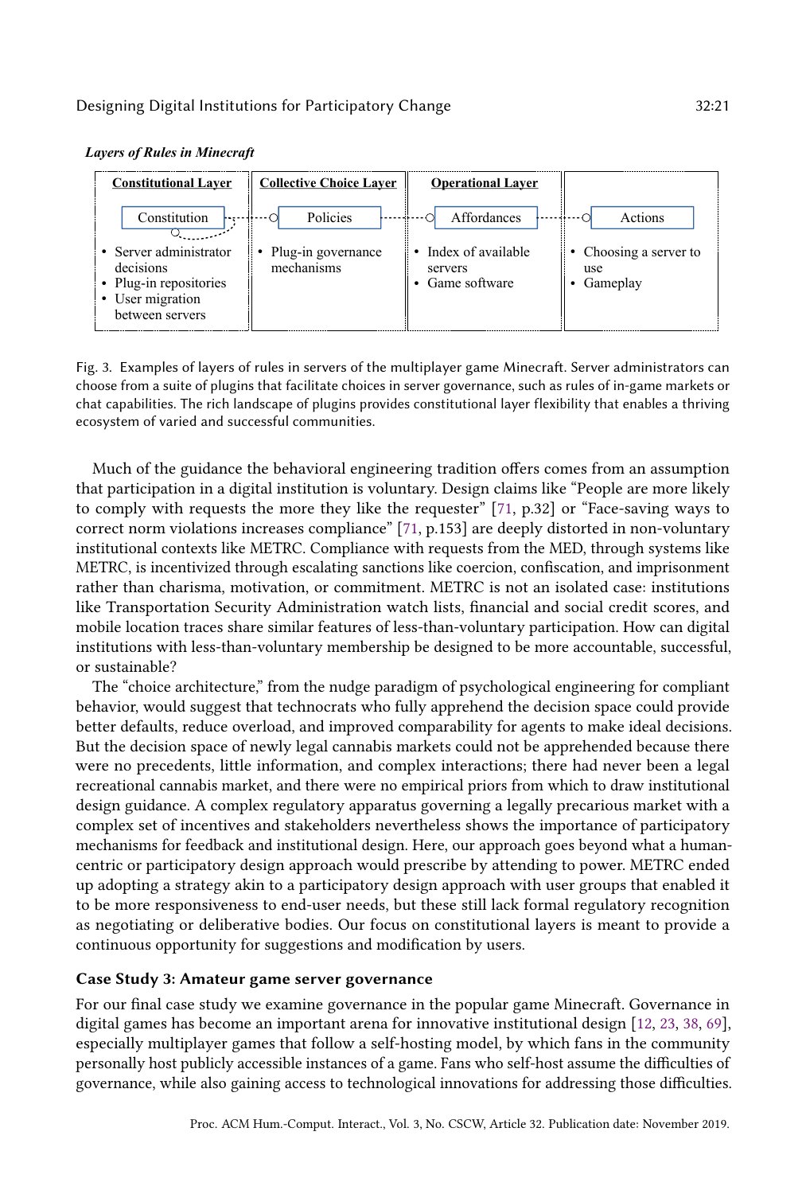***Layers of Rules in Minecraft***

| Constitutional Layer | Collective Choice Layer | Operational Layer | |
|---|---|---|---|
| Constitution | Policies | Affordances | Actions |
| • Server administrator decisions<br>• Plug-in repositories<br>• User migration between servers | • Plug-in governance mechanisms | • Index of available servers<br>• Game software | • Choosing a server to use<br>• Gameplay |

Fig. 3. Examples of layers of rules in servers of the multiplayer game Minecraft. Server administrators can choose from a suite of plugins that facilitate choices in server governance, such as rules of in-game markets or chat capabilities. The rich landscape of plugins provides constitutional layer flexibility that enables a thriving ecosystem of varied and successful communities.

Much of the guidance the behavioral engineering tradition offers comes from an assumption that participation in a digital institution is voluntary. Design claims like "People are more likely to comply with requests the more they like the requester" [71, p.32] or "Face-saving ways to correct norm violations increases compliance" [71, p.153] are deeply distorted in non-voluntary institutional contexts like METRC. Compliance with requests from the MED, through systems like METRC, is incentivized through escalating sanctions like coercion, confiscation, and imprisonment rather than charisma, motivation, or commitment. METRC is not an isolated case: institutions like Transportation Security Administration watch lists, financial and social credit scores, and mobile location traces share similar features of less-than-voluntary participation. How can digital institutions with less-than-voluntary membership be designed to be more accountable, successful, or sustainable?

The "choice architecture," from the nudge paradigm of psychological engineering for compliant behavior, would suggest that technocrats who fully apprehend the decision space could provide better defaults, reduce overload, and improved comparability for agents to make ideal decisions. But the decision space of newly legal cannabis markets could not be apprehended because there were no precedents, little information, and complex interactions; there had never been a legal recreational cannabis market, and there were no empirical priors from which to draw institutional design guidance. A complex regulatory apparatus governing a legally precarious market with a complex set of incentives and stakeholders nevertheless shows the importance of participatory mechanisms for feedback and institutional design. Here, our approach goes beyond what a human-centric or participatory design approach would prescribe by attending to power. METRC ended up adopting a strategy akin to a participatory design approach with user groups that enabled it to be more responsiveness to end-user needs, but these still lack formal regulatory recognition as negotiating or deliberative bodies. Our focus on constitutional layers is meant to provide a continuous opportunity for suggestions and modification by users.

### Case Study 3: Amateur game server governance

For our final case study we examine governance in the popular game Minecraft. Governance in digital games has become an important arena for innovative institutional design [12, 23, 38, 69], especially multiplayer games that follow a self-hosting model, by which fans in the community personally host publicly accessible instances of a game. Fans who self-host assume the difficulties of governance, while also gaining access to technological innovations for addressing those difficulties.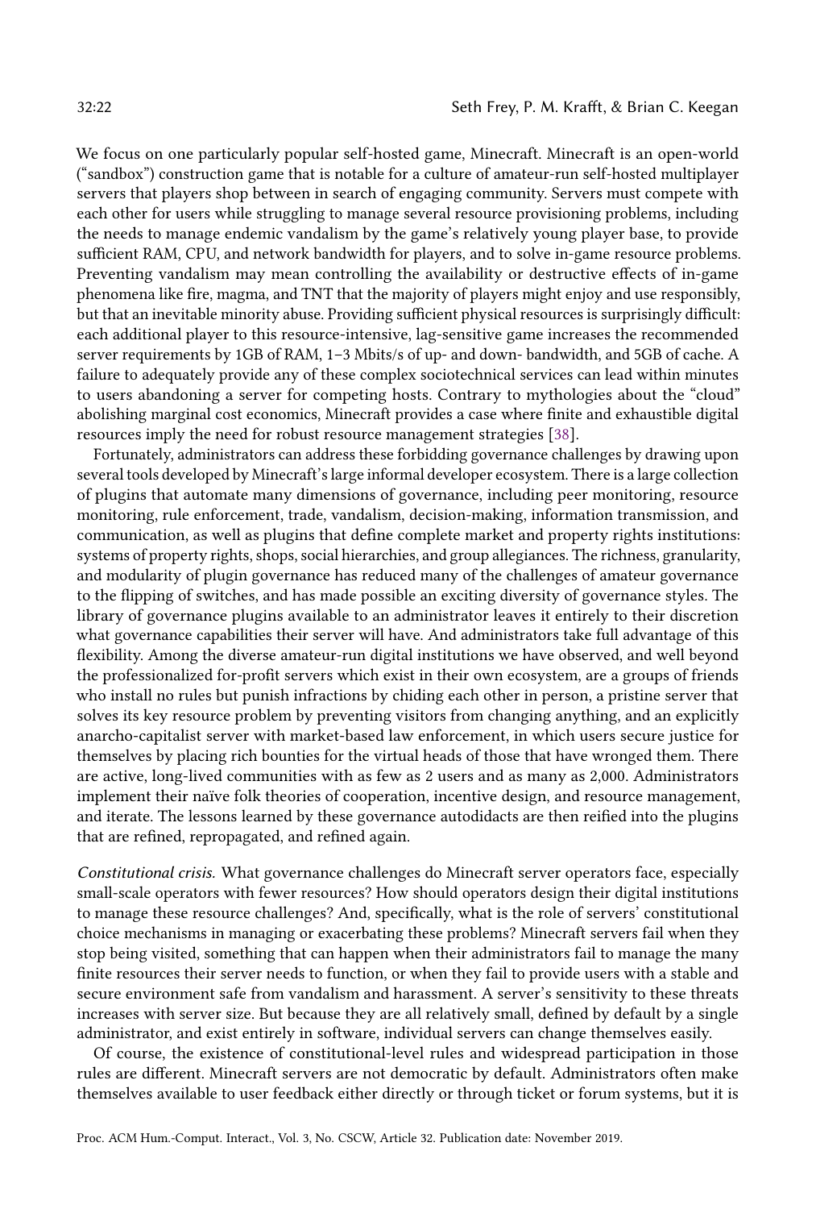We focus on one particularly popular self-hosted game, Minecraft. Minecraft is an open-world ("sandbox") construction game that is notable for a culture of amateur-run self-hosted multiplayer servers that players shop between in search of engaging community. Servers must compete with each other for users while struggling to manage several resource provisioning problems, including the needs to manage endemic vandalism by the game's relatively young player base, to provide sufficient RAM, CPU, and network bandwidth for players, and to solve in-game resource problems. Preventing vandalism may mean controlling the availability or destructive effects of in-game phenomena like fire, magma, and TNT that the majority of players might enjoy and use responsibly, but that an inevitable minority abuse. Providing sufficient physical resources is surprisingly difficult: each additional player to this resource-intensive, lag-sensitive game increases the recommended server requirements by 1GB of RAM, 1–3 Mbits/s of up- and down- bandwidth, and 5GB of cache. A failure to adequately provide any of these complex sociotechnical services can lead within minutes to users abandoning a server for competing hosts. Contrary to mythologies about the "cloud" abolishing marginal cost economics, Minecraft provides a case where finite and exhaustible digital resources imply the need for robust resource management strategies [38].

Fortunately, administrators can address these forbidding governance challenges by drawing upon several tools developed by Minecraft's large informal developer ecosystem. There is a large collection of plugins that automate many dimensions of governance, including peer monitoring, resource monitoring, rule enforcement, trade, vandalism, decision-making, information transmission, and communication, as well as plugins that define complete market and property rights institutions: systems of property rights, shops, social hierarchies, and group allegiances. The richness, granularity, and modularity of plugin governance has reduced many of the challenges of amateur governance to the flipping of switches, and has made possible an exciting diversity of governance styles. The library of governance plugins available to an administrator leaves it entirely to their discretion what governance capabilities their server will have. And administrators take full advantage of this flexibility. Among the diverse amateur-run digital institutions we have observed, and well beyond the professionalized for-profit servers which exist in their own ecosystem, are a groups of friends who install no rules but punish infractions by chiding each other in person, a pristine server that solves its key resource problem by preventing visitors from changing anything, and an explicitly anarcho-capitalist server with market-based law enforcement, in which users secure justice for themselves by placing rich bounties for the virtual heads of those that have wronged them. There are active, long-lived communities with as few as 2 users and as many as 2,000. Administrators implement their naïve folk theories of cooperation, incentive design, and resource management, and iterate. The lessons learned by these governance autodidacts are then reified into the plugins that are refined, repropagated, and refined again.

*Constitutional crisis.* What governance challenges do Minecraft server operators face, especially small-scale operators with fewer resources? How should operators design their digital institutions to manage these resource challenges? And, specifically, what is the role of servers' constitutional choice mechanisms in managing or exacerbating these problems? Minecraft servers fail when they stop being visited, something that can happen when their administrators fail to manage the many finite resources their server needs to function, or when they fail to provide users with a stable and secure environment safe from vandalism and harassment. A server's sensitivity to these threats increases with server size. But because they are all relatively small, defined by default by a single administrator, and exist entirely in software, individual servers can change themselves easily.

Of course, the existence of constitutional-level rules and widespread participation in those rules are different. Minecraft servers are not democratic by default. Administrators often make themselves available to user feedback either directly or through ticket or forum systems, but it is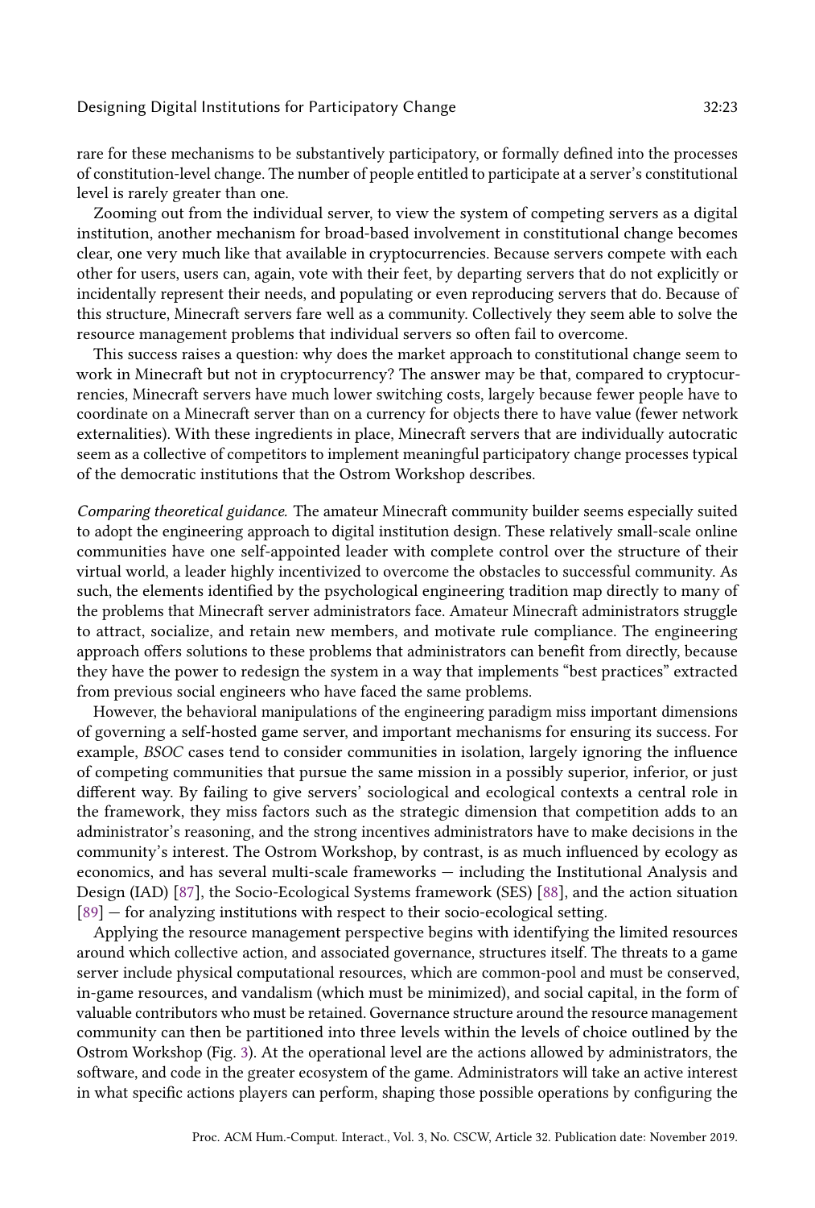rare for these mechanisms to be substantively participatory, or formally defined into the processes of constitution-level change. The number of people entitled to participate at a server's constitutional level is rarely greater than one.

Zooming out from the individual server, to view the system of competing servers as a digital institution, another mechanism for broad-based involvement in constitutional change becomes clear, one very much like that available in cryptocurrencies. Because servers compete with each other for users, users can, again, vote with their feet, by departing servers that do not explicitly or incidentally represent their needs, and populating or even reproducing servers that do. Because of this structure, Minecraft servers fare well as a community. Collectively they seem able to solve the resource management problems that individual servers so often fail to overcome.

This success raises a question: why does the market approach to constitutional change seem to work in Minecraft but not in cryptocurrency? The answer may be that, compared to cryptocurrencies, Minecraft servers have much lower switching costs, largely because fewer people have to coordinate on a Minecraft server than on a currency for objects there to have value (fewer network externalities). With these ingredients in place, Minecraft servers that are individually autocratic seem as a collective of competitors to implement meaningful participatory change processes typical of the democratic institutions that the Ostrom Workshop describes.

*Comparing theoretical guidance.* The amateur Minecraft community builder seems especially suited to adopt the engineering approach to digital institution design. These relatively small-scale online communities have one self-appointed leader with complete control over the structure of their virtual world, a leader highly incentivized to overcome the obstacles to successful community. As such, the elements identified by the psychological engineering tradition map directly to many of the problems that Minecraft server administrators face. Amateur Minecraft administrators struggle to attract, socialize, and retain new members, and motivate rule compliance. The engineering approach offers solutions to these problems that administrators can benefit from directly, because they have the power to redesign the system in a way that implements "best practices" extracted from previous social engineers who have faced the same problems.

However, the behavioral manipulations of the engineering paradigm miss important dimensions of governing a self-hosted game server, and important mechanisms for ensuring its success. For example, *BSOC* cases tend to consider communities in isolation, largely ignoring the influence of competing communities that pursue the same mission in a possibly superior, inferior, or just different way. By failing to give servers' sociological and ecological contexts a central role in the framework, they miss factors such as the strategic dimension that competition adds to an administrator's reasoning, and the strong incentives administrators have to make decisions in the community's interest. The Ostrom Workshop, by contrast, is as much influenced by ecology as economics, and has several multi-scale frameworks — including the Institutional Analysis and Design (IAD) [87], the Socio-Ecological Systems framework (SES) [88], and the action situation [89] — for analyzing institutions with respect to their socio-ecological setting.

Applying the resource management perspective begins with identifying the limited resources around which collective action, and associated governance, structures itself. The threats to a game server include physical computational resources, which are common-pool and must be conserved, in-game resources, and vandalism (which must be minimized), and social capital, in the form of valuable contributors who must be retained. Governance structure around the resource management community can then be partitioned into three levels within the levels of choice outlined by the Ostrom Workshop (Fig. 3). At the operational level are the actions allowed by administrators, the software, and code in the greater ecosystem of the game. Administrators will take an active interest in what specific actions players can perform, shaping those possible operations by configuring the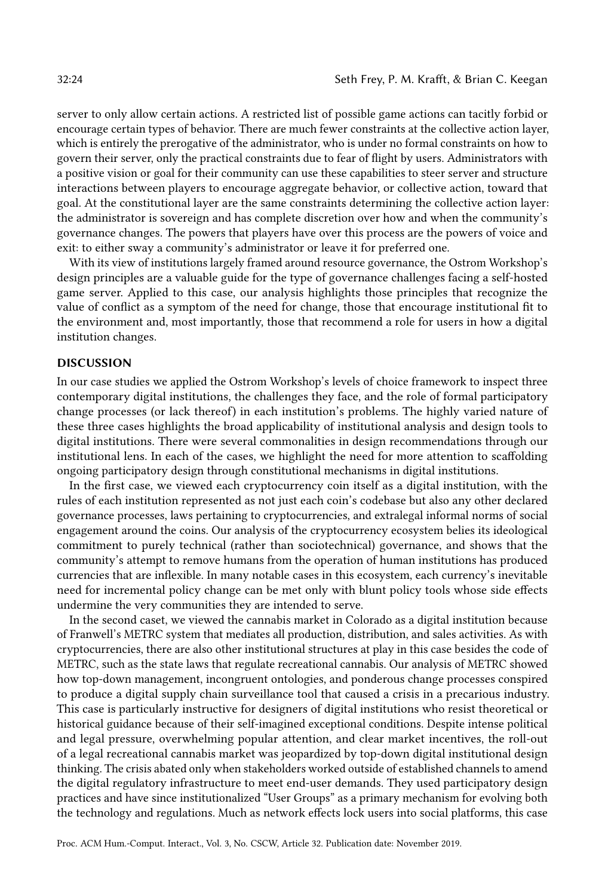server to only allow certain actions. A restricted list of possible game actions can tacitly forbid or encourage certain types of behavior. There are much fewer constraints at the collective action layer, which is entirely the prerogative of the administrator, who is under no formal constraints on how to govern their server, only the practical constraints due to fear of flight by users. Administrators with a positive vision or goal for their community can use these capabilities to steer server and structure interactions between players to encourage aggregate behavior, or collective action, toward that goal. At the constitutional layer are the same constraints determining the collective action layer: the administrator is sovereign and has complete discretion over how and when the community's governance changes. The powers that players have over this process are the powers of voice and exit: to either sway a community's administrator or leave it for preferred one.

With its view of institutions largely framed around resource governance, the Ostrom Workshop's design principles are a valuable guide for the type of governance challenges facing a self-hosted game server. Applied to this case, our analysis highlights those principles that recognize the value of conflict as a symptom of the need for change, those that encourage institutional fit to the environment and, most importantly, those that recommend a role for users in how a digital institution changes.

## DISCUSSION

In our case studies we applied the Ostrom Workshop's levels of choice framework to inspect three contemporary digital institutions, the challenges they face, and the role of formal participatory change processes (or lack thereof) in each institution's problems. The highly varied nature of these three cases highlights the broad applicability of institutional analysis and design tools to digital institutions. There were several commonalities in design recommendations through our institutional lens. In each of the cases, we highlight the need for more attention to scaffolding ongoing participatory design through constitutional mechanisms in digital institutions.

In the first case, we viewed each cryptocurrency coin itself as a digital institution, with the rules of each institution represented as not just each coin's codebase but also any other declared governance processes, laws pertaining to cryptocurrencies, and extralegal informal norms of social engagement around the coins. Our analysis of the cryptocurrency ecosystem belies its ideological commitment to purely technical (rather than sociotechnical) governance, and shows that the community's attempt to remove humans from the operation of human institutions has produced currencies that are inflexible. In many notable cases in this ecosystem, each currency's inevitable need for incremental policy change can be met only with blunt policy tools whose side effects undermine the very communities they are intended to serve.

In the second caset, we viewed the cannabis market in Colorado as a digital institution because of Franwell's METRC system that mediates all production, distribution, and sales activities. As with cryptocurrencies, there are also other institutional structures at play in this case besides the code of METRC, such as the state laws that regulate recreational cannabis. Our analysis of METRC showed how top-down management, incongruent ontologies, and ponderous change processes conspired to produce a digital supply chain surveillance tool that caused a crisis in a precarious industry. This case is particularly instructive for designers of digital institutions who resist theoretical or historical guidance because of their self-imagined exceptional conditions. Despite intense political and legal pressure, overwhelming popular attention, and clear market incentives, the roll-out of a legal recreational cannabis market was jeopardized by top-down digital institutional design thinking. The crisis abated only when stakeholders worked outside of established channels to amend the digital regulatory infrastructure to meet end-user demands. They used participatory design practices and have since institutionalized "User Groups" as a primary mechanism for evolving both the technology and regulations. Much as network effects lock users into social platforms, this case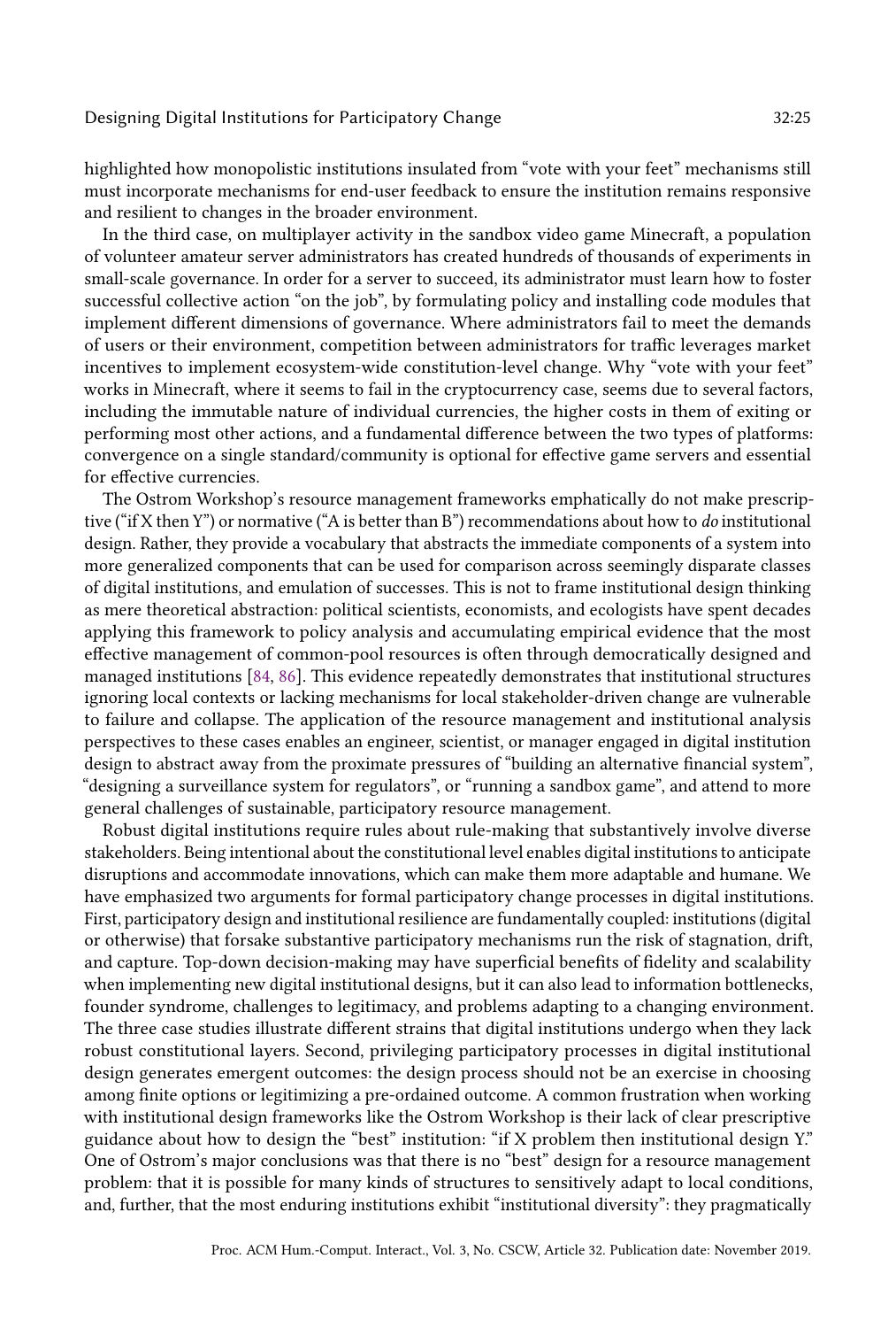highlighted how monopolistic institutions insulated from "vote with your feet" mechanisms still must incorporate mechanisms for end-user feedback to ensure the institution remains responsive and resilient to changes in the broader environment.

In the third case, on multiplayer activity in the sandbox video game Minecraft, a population of volunteer amateur server administrators has created hundreds of thousands of experiments in small-scale governance. In order for a server to succeed, its administrator must learn how to foster successful collective action "on the job", by formulating policy and installing code modules that implement different dimensions of governance. Where administrators fail to meet the demands of users or their environment, competition between administrators for traffic leverages market incentives to implement ecosystem-wide constitution-level change. Why "vote with your feet" works in Minecraft, where it seems to fail in the cryptocurrency case, seems due to several factors, including the immutable nature of individual currencies, the higher costs in them of exiting or performing most other actions, and a fundamental difference between the two types of platforms: convergence on a single standard/community is optional for effective game servers and essential for effective currencies.

The Ostrom Workshop's resource management frameworks emphatically do not make prescriptive ("if X then Y") or normative ("A is better than B") recommendations about how to *do* institutional design. Rather, they provide a vocabulary that abstracts the immediate components of a system into more generalized components that can be used for comparison across seemingly disparate classes of digital institutions, and emulation of successes. This is not to frame institutional design thinking as mere theoretical abstraction: political scientists, economists, and ecologists have spent decades applying this framework to policy analysis and accumulating empirical evidence that the most effective management of common-pool resources is often through democratically designed and managed institutions [84, 86]. This evidence repeatedly demonstrates that institutional structures ignoring local contexts or lacking mechanisms for local stakeholder-driven change are vulnerable to failure and collapse. The application of the resource management and institutional analysis perspectives to these cases enables an engineer, scientist, or manager engaged in digital institution design to abstract away from the proximate pressures of "building an alternative financial system", "designing a surveillance system for regulators", or "running a sandbox game", and attend to more general challenges of sustainable, participatory resource management.

Robust digital institutions require rules about rule-making that substantively involve diverse stakeholders. Being intentional about the constitutional level enables digital institutions to anticipate disruptions and accommodate innovations, which can make them more adaptable and humane. We have emphasized two arguments for formal participatory change processes in digital institutions. First, participatory design and institutional resilience are fundamentally coupled: institutions (digital or otherwise) that forsake substantive participatory mechanisms run the risk of stagnation, drift, and capture. Top-down decision-making may have superficial benefits of fidelity and scalability when implementing new digital institutional designs, but it can also lead to information bottlenecks, founder syndrome, challenges to legitimacy, and problems adapting to a changing environment. The three case studies illustrate different strains that digital institutions undergo when they lack robust constitutional layers. Second, privileging participatory processes in digital institutional design generates emergent outcomes: the design process should not be an exercise in choosing among finite options or legitimizing a pre-ordained outcome. A common frustration when working with institutional design frameworks like the Ostrom Workshop is their lack of clear prescriptive guidance about how to design the "best" institution: "if X problem then institutional design Y." One of Ostrom's major conclusions was that there is no "best" design for a resource management problem: that it is possible for many kinds of structures to sensitively adapt to local conditions, and, further, that the most enduring institutions exhibit "institutional diversity": they pragmatically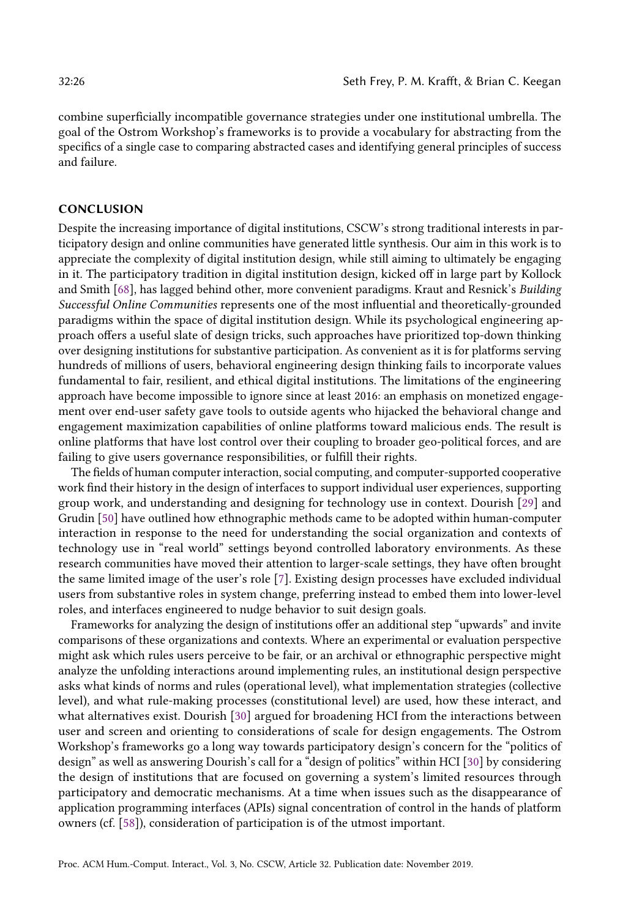combine superficially incompatible governance strategies under one institutional umbrella. The goal of the Ostrom Workshop's frameworks is to provide a vocabulary for abstracting from the specifics of a single case to comparing abstracted cases and identifying general principles of success and failure.

## CONCLUSION

Despite the increasing importance of digital institutions, CSCW's strong traditional interests in participatory design and online communities have generated little synthesis. Our aim in this work is to appreciate the complexity of digital institution design, while still aiming to ultimately be engaging in it. The participatory tradition in digital institution design, kicked off in large part by Kollock and Smith [68], has lagged behind other, more convenient paradigms. Kraut and Resnick's *Building Successful Online Communities* represents one of the most influential and theoretically-grounded paradigms within the space of digital institution design. While its psychological engineering approach offers a useful slate of design tricks, such approaches have prioritized top-down thinking over designing institutions for substantive participation. As convenient as it is for platforms serving hundreds of millions of users, behavioral engineering design thinking fails to incorporate values fundamental to fair, resilient, and ethical digital institutions. The limitations of the engineering approach have become impossible to ignore since at least 2016: an emphasis on monetized engagement over end-user safety gave tools to outside agents who hijacked the behavioral change and engagement maximization capabilities of online platforms toward malicious ends. The result is online platforms that have lost control over their coupling to broader geo-political forces, and are failing to give users governance responsibilities, or fulfill their rights.

The fields of human computer interaction, social computing, and computer-supported cooperative work find their history in the design of interfaces to support individual user experiences, supporting group work, and understanding and designing for technology use in context. Dourish [29] and Grudin [50] have outlined how ethnographic methods came to be adopted within human-computer interaction in response to the need for understanding the social organization and contexts of technology use in "real world" settings beyond controlled laboratory environments. As these research communities have moved their attention to larger-scale settings, they have often brought the same limited image of the user's role [7]. Existing design processes have excluded individual users from substantive roles in system change, preferring instead to embed them into lower-level roles, and interfaces engineered to nudge behavior to suit design goals.

Frameworks for analyzing the design of institutions offer an additional step "upwards" and invite comparisons of these organizations and contexts. Where an experimental or evaluation perspective might ask which rules users perceive to be fair, or an archival or ethnographic perspective might analyze the unfolding interactions around implementing rules, an institutional design perspective asks what kinds of norms and rules (operational level), what implementation strategies (collective level), and what rule-making processes (constitutional level) are used, how these interact, and what alternatives exist. Dourish [30] argued for broadening HCI from the interactions between user and screen and orienting to considerations of scale for design engagements. The Ostrom Workshop's frameworks go a long way towards participatory design's concern for the "politics of design" as well as answering Dourish's call for a "design of politics" within HCI [30] by considering the design of institutions that are focused on governing a system's limited resources through participatory and democratic mechanisms. At a time when issues such as the disappearance of application programming interfaces (APIs) signal concentration of control in the hands of platform owners (cf. [58]), consideration of participation is of the utmost important.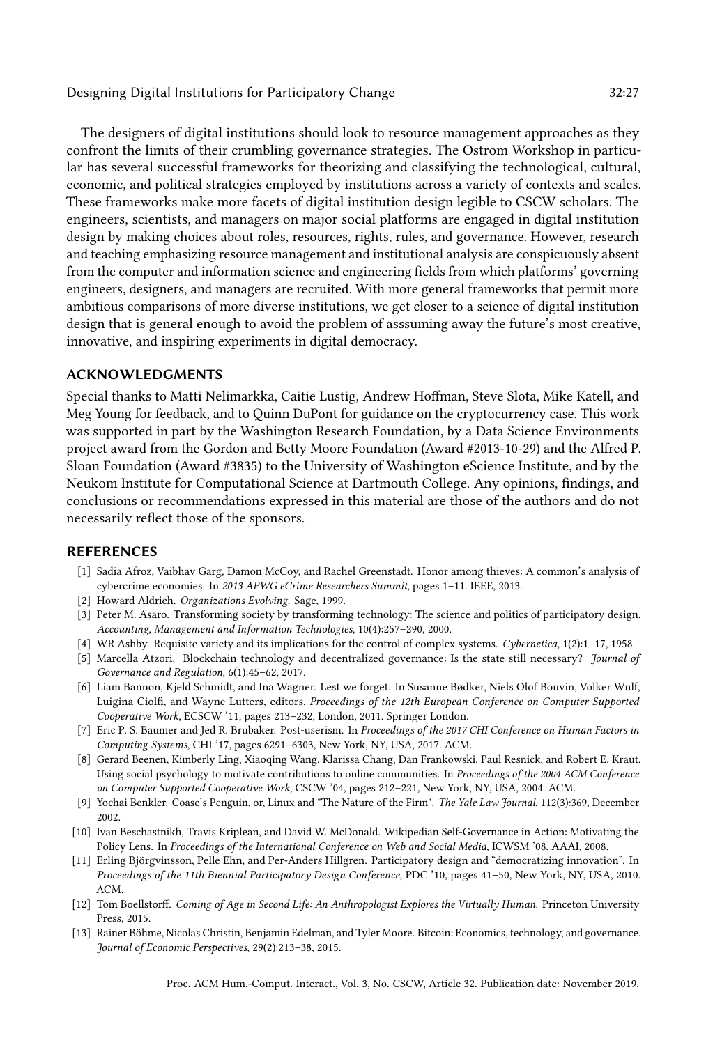The designers of digital institutions should look to resource management approaches as they confront the limits of their crumbling governance strategies. The Ostrom Workshop in particular has several successful frameworks for theorizing and classifying the technological, cultural, economic, and political strategies employed by institutions across a variety of contexts and scales. These frameworks make more facets of digital institution design legible to CSCW scholars. The engineers, scientists, and managers on major social platforms are engaged in digital institution design by making choices about roles, resources, rights, rules, and governance. However, research and teaching emphasizing resource management and institutional analysis are conspicuously absent from the computer and information science and engineering fields from which platforms' governing engineers, designers, and managers are recruited. With more general frameworks that permit more ambitious comparisons of more diverse institutions, we get closer to a science of digital institution design that is general enough to avoid the problem of asssuming away the future's most creative, innovative, and inspiring experiments in digital democracy.

## ACKNOWLEDGMENTS

Special thanks to Matti Nelimarkka, Caitie Lustig, Andrew Hoffman, Steve Slota, Mike Katell, and Meg Young for feedback, and to Quinn DuPont for guidance on the cryptocurrency case. This work was supported in part by the Washington Research Foundation, by a Data Science Environments project award from the Gordon and Betty Moore Foundation (Award #2013-10-29) and the Alfred P. Sloan Foundation (Award #3835) to the University of Washington eScience Institute, and by the Neukom Institute for Computational Science at Dartmouth College. Any opinions, findings, and conclusions or recommendations expressed in this material are those of the authors and do not necessarily reflect those of the sponsors.

## REFERENCES

[1] Sadia Afroz, Vaibhav Garg, Damon McCoy, and Rachel Greenstadt. Honor among thieves: A common's analysis of cybercrime economies. In *2013 APWG eCrime Researchers Summit*, pages 1–11. IEEE, 2013.

[2] Howard Aldrich. *Organizations Evolving*. Sage, 1999.

[3] Peter M. Asaro. Transforming society by transforming technology: The science and politics of participatory design. *Accounting, Management and Information Technologies*, 10(4):257–290, 2000.

[4] WR Ashby. Requisite variety and its implications for the control of complex systems. *Cybernetica*, 1(2):1–17, 1958.

[5] Marcella Atzori. Blockchain technology and decentralized governance: Is the state still necessary? *Journal of Governance and Regulation*, 6(1):45–62, 2017.

[6] Liam Bannon, Kjeld Schmidt, and Ina Wagner. Lest we forget. In Susanne Bødker, Niels Olof Bouvin, Volker Wulf, Luigina Ciolfi, and Wayne Lutters, editors, *Proceedings of the 12th European Conference on Computer Supported Cooperative Work*, ECSCW '11, pages 213–232, London, 2011. Springer London.

[7] Eric P. S. Baumer and Jed R. Brubaker. Post-userism. In *Proceedings of the 2017 CHI Conference on Human Factors in Computing Systems*, CHI '17, pages 6291–6303, New York, NY, USA, 2017. ACM.

[8] Gerard Beenen, Kimberly Ling, Xiaoqing Wang, Klarissa Chang, Dan Frankowski, Paul Resnick, and Robert E. Kraut. Using social psychology to motivate contributions to online communities. In *Proceedings of the 2004 ACM Conference on Computer Supported Cooperative Work*, CSCW '04, pages 212–221, New York, NY, USA, 2004. ACM.

[9] Yochai Benkler. Coase's Penguin, or, Linux and "The Nature of the Firm". *The Yale Law Journal*, 112(3):369, December 2002.

[10] Ivan Beschastnikh, Travis Kriplean, and David W. McDonald. Wikipedian Self-Governance in Action: Motivating the Policy Lens. In *Proceedings of the International Conference on Web and Social Media*, ICWSM '08. AAAI, 2008.

[11] Erling Björgvinsson, Pelle Ehn, and Per-Anders Hillgren. Participatory design and "democratizing innovation". In *Proceedings of the 11th Biennial Participatory Design Conference*, PDC '10, pages 41–50, New York, NY, USA, 2010. ACM.

[12] Tom Boellstorff. *Coming of Age in Second Life: An Anthropologist Explores the Virtually Human*. Princeton University Press, 2015.

[13] Rainer Böhme, Nicolas Christin, Benjamin Edelman, and Tyler Moore. Bitcoin: Economics, technology, and governance. *Journal of Economic Perspectives*, 29(2):213–38, 2015.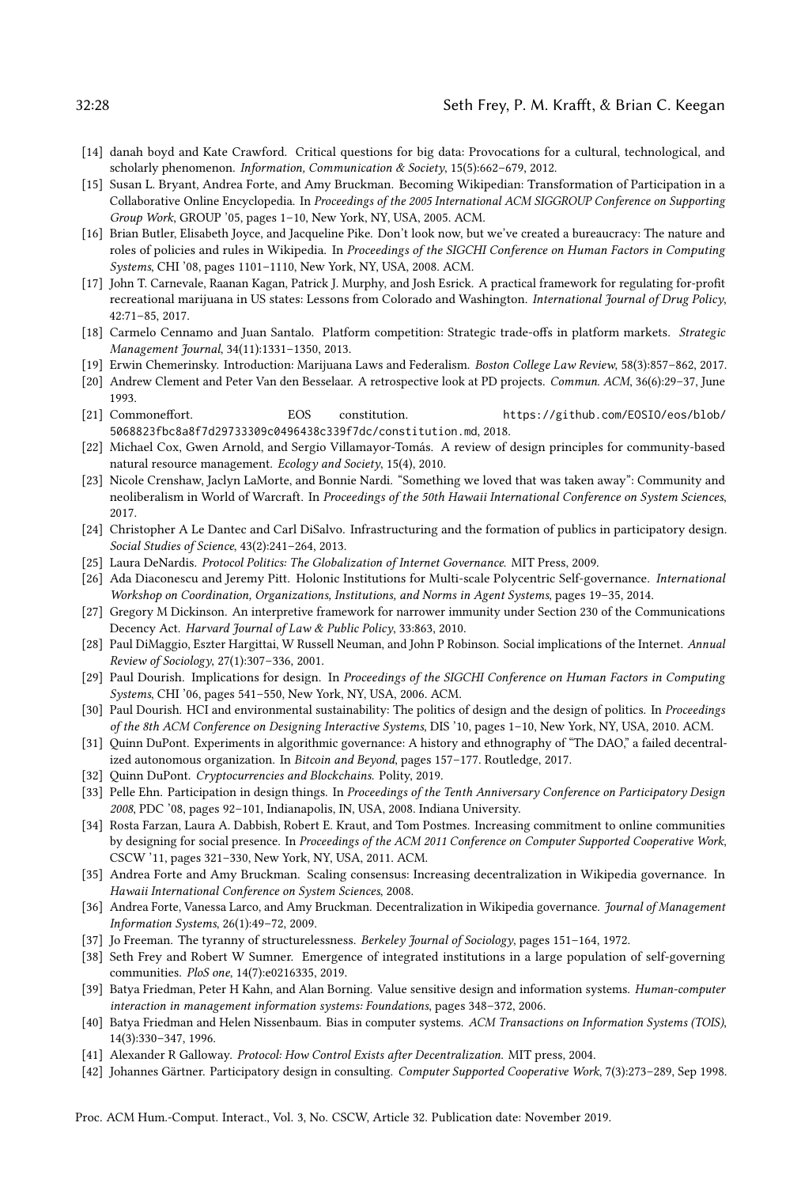[14] danah boyd and Kate Crawford. Critical questions for big data: Provocations for a cultural, technological, and scholarly phenomenon. *Information, Communication & Society*, 15(5):662–679, 2012.

[15] Susan L. Bryant, Andrea Forte, and Amy Bruckman. Becoming Wikipedian: Transformation of Participation in a Collaborative Online Encyclopedia. In *Proceedings of the 2005 International ACM SIGGROUP Conference on Supporting Group Work*, GROUP '05, pages 1–10, New York, NY, USA, 2005. ACM.

[16] Brian Butler, Elisabeth Joyce, and Jacqueline Pike. Don't look now, but we've created a bureaucracy: The nature and roles of policies and rules in Wikipedia. In *Proceedings of the SIGCHI Conference on Human Factors in Computing Systems*, CHI '08, pages 1101–1110, New York, NY, USA, 2008. ACM.

[17] John T. Carnevale, Raanan Kagan, Patrick J. Murphy, and Josh Esrick. A practical framework for regulating for-profit recreational marijuana in US states: Lessons from Colorado and Washington. *International Journal of Drug Policy*, 42:71–85, 2017.

[18] Carmelo Cennamo and Juan Santalo. Platform competition: Strategic trade-offs in platform markets. *Strategic Management Journal*, 34(11):1331–1350, 2013.

[19] Erwin Chemerinsky. Introduction: Marijuana Laws and Federalism. *Boston College Law Review*, 58(3):857–862, 2017.

[20] Andrew Clement and Peter Van den Besselaar. A retrospective look at PD projects. *Commun. ACM*, 36(6):29–37, June 1993.

[21] Commoneffort. EOS constitution. https://github.com/EOSIO/eos/blob/5068823fbc8a8f7d29733309c0496438c339f7dc/constitution.md, 2018.

[22] Michael Cox, Gwen Arnold, and Sergio Villamayor-Tomás. A review of design principles for community-based natural resource management. *Ecology and Society*, 15(4), 2010.

[23] Nicole Crenshaw, Jaclyn LaMorte, and Bonnie Nardi. "Something we loved that was taken away": Community and neoliberalism in World of Warcraft. In *Proceedings of the 50th Hawaii International Conference on System Sciences*, 2017.

[24] Christopher A Le Dantec and Carl DiSalvo. Infrastructuring and the formation of publics in participatory design. *Social Studies of Science*, 43(2):241–264, 2013.

[25] Laura DeNardis. *Protocol Politics: The Globalization of Internet Governance*. MIT Press, 2009.

[26] Ada Diaconescu and Jeremy Pitt. Holonic Institutions for Multi-scale Polycentric Self-governance. *International Workshop on Coordination, Organizations, Institutions, and Norms in Agent Systems*, pages 19–35, 2014.

[27] Gregory M Dickinson. An interpretive framework for narrower immunity under Section 230 of the Communications Decency Act. *Harvard Journal of Law & Public Policy*, 33:863, 2010.

[28] Paul DiMaggio, Eszter Hargittai, W Russell Neuman, and John P Robinson. Social implications of the Internet. *Annual Review of Sociology*, 27(1):307–336, 2001.

[29] Paul Dourish. Implications for design. In *Proceedings of the SIGCHI Conference on Human Factors in Computing Systems*, CHI '06, pages 541–550, New York, NY, USA, 2006. ACM.

[30] Paul Dourish. HCI and environmental sustainability: The politics of design and the design of politics. In *Proceedings of the 8th ACM Conference on Designing Interactive Systems*, DIS '10, pages 1–10, New York, NY, USA, 2010. ACM.

[31] Quinn DuPont. Experiments in algorithmic governance: A history and ethnography of "The DAO," a failed decentralized autonomous organization. In *Bitcoin and Beyond*, pages 157–177. Routledge, 2017.

[32] Quinn DuPont. *Cryptocurrencies and Blockchains*. Polity, 2019.

[33] Pelle Ehn. Participation in design things. In *Proceedings of the Tenth Anniversary Conference on Participatory Design 2008*, PDC '08, pages 92–101, Indianapolis, IN, USA, 2008. Indiana University.

[34] Rosta Farzan, Laura A. Dabbish, Robert E. Kraut, and Tom Postmes. Increasing commitment to online communities by designing for social presence. In *Proceedings of the ACM 2011 Conference on Computer Supported Cooperative Work*, CSCW '11, pages 321–330, New York, NY, USA, 2011. ACM.

[35] Andrea Forte and Amy Bruckman. Scaling consensus: Increasing decentralization in Wikipedia governance. In *Hawaii International Conference on System Sciences*, 2008.

[36] Andrea Forte, Vanessa Larco, and Amy Bruckman. Decentralization in Wikipedia governance. *Journal of Management Information Systems*, 26(1):49–72, 2009.

[37] Jo Freeman. The tyranny of structurelessness. *Berkeley Journal of Sociology*, pages 151–164, 1972.

[38] Seth Frey and Robert W Sumner. Emergence of integrated institutions in a large population of self-governing communities. *PloS one*, 14(7):e0216335, 2019.

[39] Batya Friedman, Peter H Kahn, and Alan Borning. Value sensitive design and information systems. *Human-computer interaction in management information systems: Foundations*, pages 348–372, 2006.

[40] Batya Friedman and Helen Nissenbaum. Bias in computer systems. *ACM Transactions on Information Systems (TOIS)*, 14(3):330–347, 1996.

[41] Alexander R Galloway. *Protocol: How Control Exists after Decentralization*. MIT press, 2004.

[42] Johannes Gärtner. Participatory design in consulting. *Computer Supported Cooperative Work*, 7(3):273–289, Sep 1998.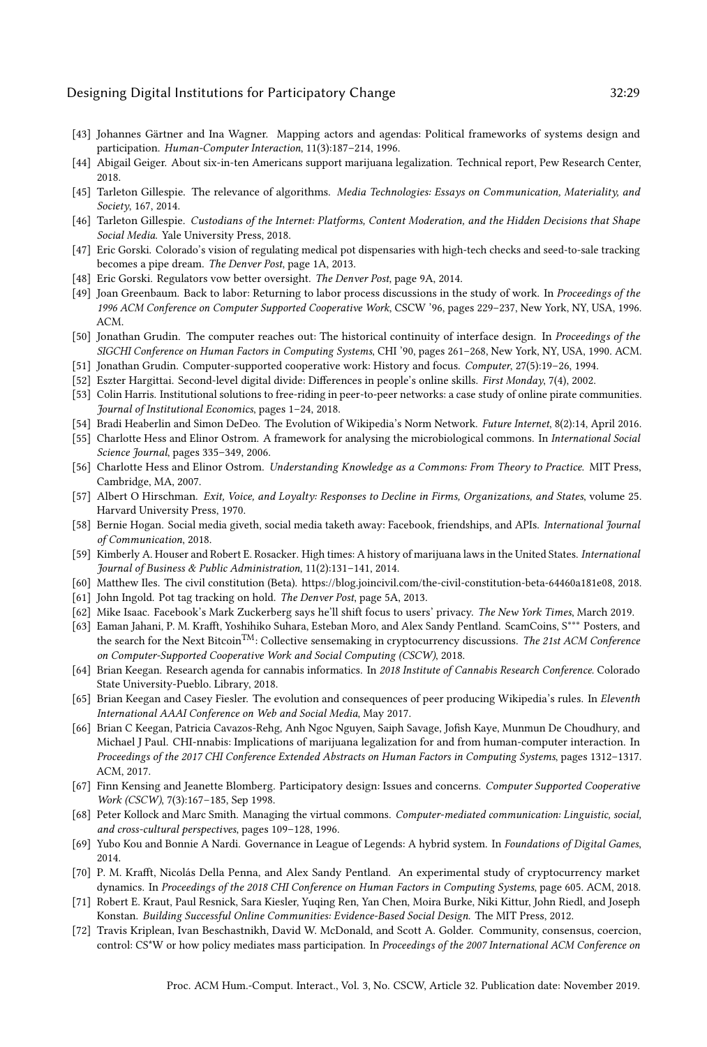[43] Johannes Gärtner and Ina Wagner. Mapping actors and agendas: Political frameworks of systems design and participation. *Human-Computer Interaction*, 11(3):187–214, 1996.

[44] Abigail Geiger. About six-in-ten Americans support marijuana legalization. Technical report, Pew Research Center, 2018.

[45] Tarleton Gillespie. The relevance of algorithms. *Media Technologies: Essays on Communication, Materiality, and Society*, 167, 2014.

[46] Tarleton Gillespie. *Custodians of the Internet: Platforms, Content Moderation, and the Hidden Decisions that Shape Social Media*. Yale University Press, 2018.

[47] Eric Gorski. Colorado's vision of regulating medical pot dispensaries with high-tech checks and seed-to-sale tracking becomes a pipe dream. *The Denver Post*, page 1A, 2013.

[48] Eric Gorski. Regulators vow better oversight. *The Denver Post*, page 9A, 2014.

[49] Joan Greenbaum. Back to labor: Returning to labor process discussions in the study of work. In *Proceedings of the 1996 ACM Conference on Computer Supported Cooperative Work*, CSCW '96, pages 229–237, New York, NY, USA, 1996. ACM.

[50] Jonathan Grudin. The computer reaches out: The historical continuity of interface design. In *Proceedings of the SIGCHI Conference on Human Factors in Computing Systems*, CHI '90, pages 261–268, New York, NY, USA, 1990. ACM.

[51] Jonathan Grudin. Computer-supported cooperative work: History and focus. *Computer*, 27(5):19–26, 1994.

[52] Eszter Hargittai. Second-level digital divide: Differences in people's online skills. *First Monday*, 7(4), 2002.

[53] Colin Harris. Institutional solutions to free-riding in peer-to-peer networks: a case study of online pirate communities. *Journal of Institutional Economics*, pages 1–24, 2018.

[54] Bradi Heaberlin and Simon DeDeo. The Evolution of Wikipedia's Norm Network. *Future Internet*, 8(2):14, April 2016.

[55] Charlotte Hess and Elinor Ostrom. A framework for analysing the microbiological commons. In *International Social Science Journal*, pages 335–349, 2006.

[56] Charlotte Hess and Elinor Ostrom. *Understanding Knowledge as a Commons: From Theory to Practice*. MIT Press, Cambridge, MA, 2007.

[57] Albert O Hirschman. *Exit, Voice, and Loyalty: Responses to Decline in Firms, Organizations, and States*, volume 25. Harvard University Press, 1970.

[58] Bernie Hogan. Social media giveth, social media taketh away: Facebook, friendships, and APIs. *International Journal of Communication*, 2018.

[59] Kimberly A. Houser and Robert E. Rosacker. High times: A history of marijuana laws in the United States. *International Journal of Business & Public Administration*, 11(2):131–141, 2014.

[60] Matthew Iles. The civil constitution (Beta). https://blog.joincivil.com/the-civil-constitution-beta-64460a181e08, 2018.

[61] John Ingold. Pot tag tracking on hold. *The Denver Post*, page 5A, 2013.

[62] Mike Isaac. Facebook's Mark Zuckerberg says he'll shift focus to users' privacy. *The New York Times*, March 2019.

[63] Eaman Jahani, P. M. Krafft, Yoshihiko Suhara, Esteban Moro, and Alex Sandy Pentland. ScamCoins, S*** Posters, and the search for the Next Bitcoin™: Collective sensemaking in cryptocurrency discussions. *The 21st ACM Conference on Computer-Supported Cooperative Work and Social Computing (CSCW)*, 2018.

[64] Brian Keegan. Research agenda for cannabis informatics. In *2018 Institute of Cannabis Research Conference*. Colorado State University-Pueblo. Library, 2018.

[65] Brian Keegan and Casey Fiesler. The evolution and consequences of peer producing Wikipedia's rules. In *Eleventh International AAAI Conference on Web and Social Media*, May 2017.

[66] Brian C Keegan, Patricia Cavazos-Rehg, Anh Ngoc Nguyen, Saiph Savage, Jofish Kaye, Munmun De Choudhury, and Michael J Paul. CHI-nnabis: Implications of marijuana legalization for and from human-computer interaction. In *Proceedings of the 2017 CHI Conference Extended Abstracts on Human Factors in Computing Systems*, pages 1312–1317. ACM, 2017.

[67] Finn Kensing and Jeanette Blomberg. Participatory design: Issues and concerns. *Computer Supported Cooperative Work (CSCW)*, 7(3):167–185, Sep 1998.

[68] Peter Kollock and Marc Smith. Managing the virtual commons. *Computer-mediated communication: Linguistic, social, and cross-cultural perspectives*, pages 109–128, 1996.

[69] Yubo Kou and Bonnie A Nardi. Governance in League of Legends: A hybrid system. In *Foundations of Digital Games*, 2014.

[70] P. M. Krafft, Nicolás Della Penna, and Alex Sandy Pentland. An experimental study of cryptocurrency market dynamics. In *Proceedings of the 2018 CHI Conference on Human Factors in Computing Systems*, page 605. ACM, 2018.

[71] Robert E. Kraut, Paul Resnick, Sara Kiesler, Yuqing Ren, Yan Chen, Moira Burke, Niki Kittur, John Riedl, and Joseph Konstan. *Building Successful Online Communities: Evidence-Based Social Design*. The MIT Press, 2012.

[72] Travis Kriplean, Ivan Beschastnikh, David W. McDonald, and Scott A. Golder. Community, consensus, coercion, control: CS*W or how policy mediates mass participation. In *Proceedings of the 2007 International ACM Conference on*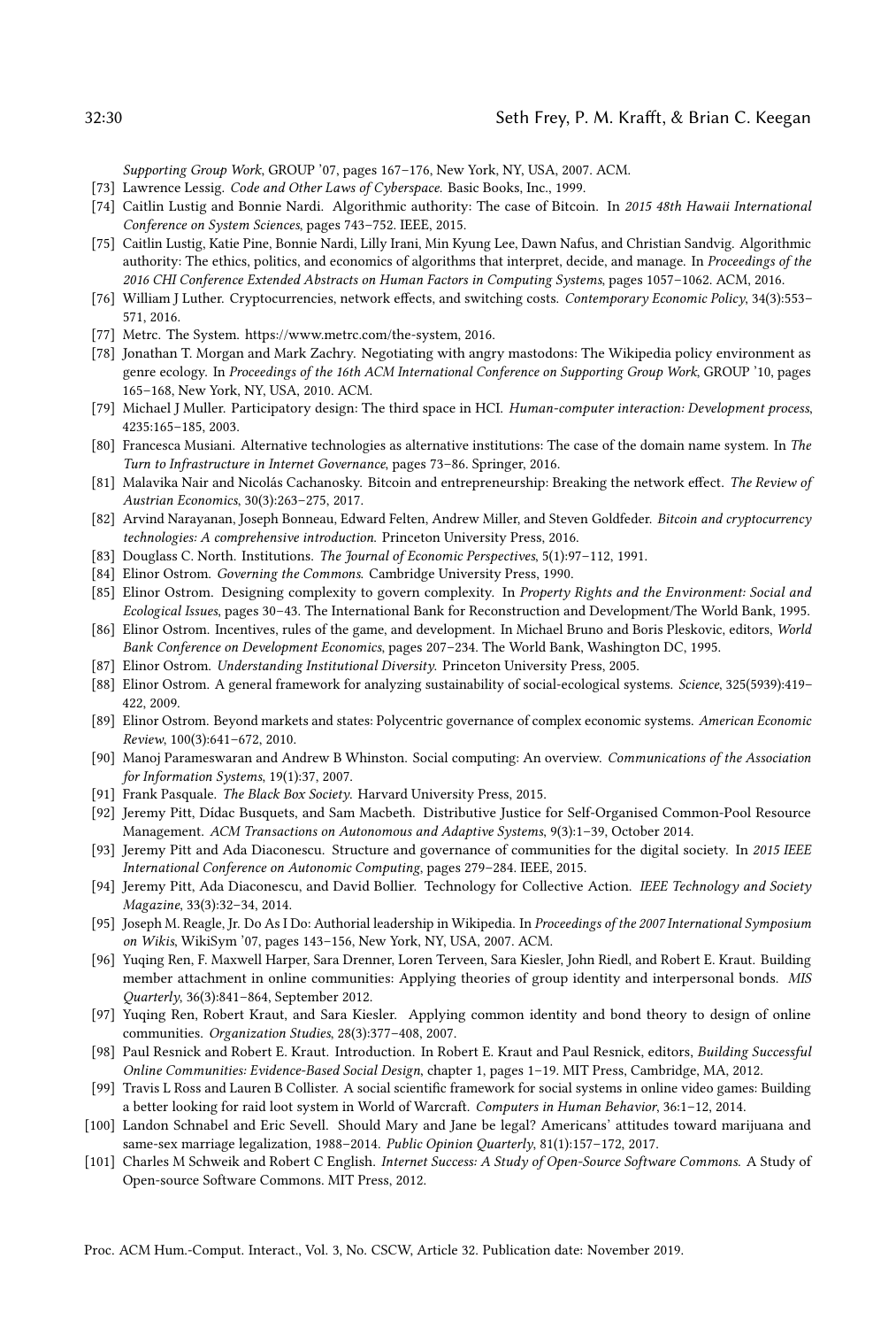*Supporting Group Work*, GROUP '07, pages 167–176, New York, NY, USA, 2007. ACM.

[73] Lawrence Lessig. *Code and Other Laws of Cyberspace*. Basic Books, Inc., 1999.

[74] Caitlin Lustig and Bonnie Nardi. Algorithmic authority: The case of Bitcoin. In *2015 48th Hawaii International Conference on System Sciences*, pages 743–752. IEEE, 2015.

[75] Caitlin Lustig, Katie Pine, Bonnie Nardi, Lilly Irani, Min Kyung Lee, Dawn Nafus, and Christian Sandvig. Algorithmic authority: The ethics, politics, and economics of algorithms that interpret, decide, and manage. In *Proceedings of the 2016 CHI Conference Extended Abstracts on Human Factors in Computing Systems*, pages 1057–1062. ACM, 2016.

[76] William J Luther. Cryptocurrencies, network effects, and switching costs. *Contemporary Economic Policy*, 34(3):553–571, 2016.

[77] Metrc. The System. https://www.metrc.com/the-system, 2016.

[78] Jonathan T. Morgan and Mark Zachry. Negotiating with angry mastodons: The Wikipedia policy environment as genre ecology. In *Proceedings of the 16th ACM International Conference on Supporting Group Work*, GROUP '10, pages 165–168, New York, NY, USA, 2010. ACM.

[79] Michael J Muller. Participatory design: The third space in HCI. *Human-computer interaction: Development process*, 4235:165–185, 2003.

[80] Francesca Musiani. Alternative technologies as alternative institutions: The case of the domain name system. In *The Turn to Infrastructure in Internet Governance*, pages 73–86. Springer, 2016.

[81] Malavika Nair and Nicolás Cachanosky. Bitcoin and entrepreneurship: Breaking the network effect. *The Review of Austrian Economics*, 30(3):263–275, 2017.

[82] Arvind Narayanan, Joseph Bonneau, Edward Felten, Andrew Miller, and Steven Goldfeder. *Bitcoin and cryptocurrency technologies: A comprehensive introduction*. Princeton University Press, 2016.

[83] Douglass C. North. Institutions. *The Journal of Economic Perspectives*, 5(1):97–112, 1991.

[84] Elinor Ostrom. *Governing the Commons*. Cambridge University Press, 1990.

[85] Elinor Ostrom. Designing complexity to govern complexity. In *Property Rights and the Environment: Social and Ecological Issues*, pages 30–43. The International Bank for Reconstruction and Development/The World Bank, 1995.

[86] Elinor Ostrom. Incentives, rules of the game, and development. In Michael Bruno and Boris Pleskovic, editors, *World Bank Conference on Development Economics*, pages 207–234. The World Bank, Washington DC, 1995.

[87] Elinor Ostrom. *Understanding Institutional Diversity*. Princeton University Press, 2005.

[88] Elinor Ostrom. A general framework for analyzing sustainability of social-ecological systems. *Science*, 325(5939):419–422, 2009.

[89] Elinor Ostrom. Beyond markets and states: Polycentric governance of complex economic systems. *American Economic Review*, 100(3):641–672, 2010.

[90] Manoj Parameswaran and Andrew B Whinston. Social computing: An overview. *Communications of the Association for Information Systems*, 19(1):37, 2007.

[91] Frank Pasquale. *The Black Box Society*. Harvard University Press, 2015.

[92] Jeremy Pitt, Dídac Busquets, and Sam Macbeth. Distributive Justice for Self-Organised Common-Pool Resource Management. *ACM Transactions on Autonomous and Adaptive Systems*, 9(3):1–39, October 2014.

[93] Jeremy Pitt and Ada Diaconescu. Structure and governance of communities for the digital society. In *2015 IEEE International Conference on Autonomic Computing*, pages 279–284. IEEE, 2015.

[94] Jeremy Pitt, Ada Diaconescu, and David Bollier. Technology for Collective Action. *IEEE Technology and Society Magazine*, 33(3):32–34, 2014.

[95] Joseph M. Reagle, Jr. Do As I Do: Authorial leadership in Wikipedia. In *Proceedings of the 2007 International Symposium on Wikis*, WikiSym '07, pages 143–156, New York, NY, USA, 2007. ACM.

[96] Yuqing Ren, F. Maxwell Harper, Sara Drenner, Loren Terveen, Sara Kiesler, John Riedl, and Robert E. Kraut. Building member attachment in online communities: Applying theories of group identity and interpersonal bonds. *MIS Quarterly*, 36(3):841–864, September 2012.

[97] Yuqing Ren, Robert Kraut, and Sara Kiesler. Applying common identity and bond theory to design of online communities. *Organization Studies*, 28(3):377–408, 2007.

[98] Paul Resnick and Robert E. Kraut. Introduction. In Robert E. Kraut and Paul Resnick, editors, *Building Successful Online Communities: Evidence-Based Social Design*, chapter 1, pages 1–19. MIT Press, Cambridge, MA, 2012.

[99] Travis L Ross and Lauren B Collister. A social scientific framework for social systems in online video games: Building a better looking for raid loot system in World of Warcraft. *Computers in Human Behavior*, 36:1–12, 2014.

[100] Landon Schnabel and Eric Sevell. Should Mary and Jane be legal? Americans' attitudes toward marijuana and same-sex marriage legalization, 1988–2014. *Public Opinion Quarterly*, 81(1):157–172, 2017.

[101] Charles M Schweik and Robert C English. *Internet Success: A Study of Open-Source Software Commons*. A Study of Open-source Software Commons. MIT Press, 2012.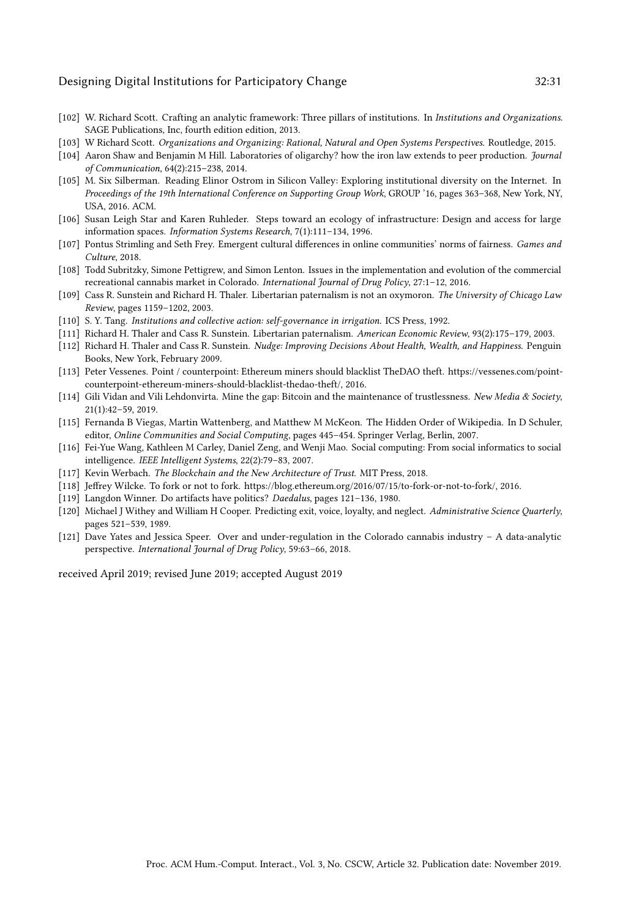[102] W. Richard Scott. Crafting an analytic framework: Three pillars of institutions. In *Institutions and Organizations*. SAGE Publications, Inc, fourth edition edition, 2013.

[103] W Richard Scott. *Organizations and Organizing: Rational, Natural and Open Systems Perspectives*. Routledge, 2015.

[104] Aaron Shaw and Benjamin M Hill. Laboratories of oligarchy? how the iron law extends to peer production. *Journal of Communication*, 64(2):215–238, 2014.

[105] M. Six Silberman. Reading Elinor Ostrom in Silicon Valley: Exploring institutional diversity on the Internet. In *Proceedings of the 19th International Conference on Supporting Group Work*, GROUP '16, pages 363–368, New York, NY, USA, 2016. ACM.

[106] Susan Leigh Star and Karen Ruhleder. Steps toward an ecology of infrastructure: Design and access for large information spaces. *Information Systems Research*, 7(1):111–134, 1996.

[107] Pontus Strimling and Seth Frey. Emergent cultural differences in online communities' norms of fairness. *Games and Culture*, 2018.

[108] Todd Subritzky, Simone Pettigrew, and Simon Lenton. Issues in the implementation and evolution of the commercial recreational cannabis market in Colorado. *International Journal of Drug Policy*, 27:1–12, 2016.

[109] Cass R. Sunstein and Richard H. Thaler. Libertarian paternalism is not an oxymoron. *The University of Chicago Law Review*, pages 1159–1202, 2003.

[110] S. Y. Tang. *Institutions and collective action: self-governance in irrigation*. ICS Press, 1992.

[111] Richard H. Thaler and Cass R. Sunstein. Libertarian paternalism. *American Economic Review*, 93(2):175–179, 2003.

[112] Richard H. Thaler and Cass R. Sunstein. *Nudge: Improving Decisions About Health, Wealth, and Happiness*. Penguin Books, New York, February 2009.

[113] Peter Vessenes. Point / counterpoint: Ethereum miners should blacklist TheDAO theft. https://vessenes.com/point-counterpoint-ethereum-miners-should-blacklist-thedao-theft/, 2016.

[114] Gili Vidan and Vili Lehdonvirta. Mine the gap: Bitcoin and the maintenance of trustlessness. *New Media & Society*, 21(1):42–59, 2019.

[115] Fernanda B Viegas, Martin Wattenberg, and Matthew M McKeon. The Hidden Order of Wikipedia. In D Schuler, editor, *Online Communities and Social Computing*, pages 445–454. Springer Verlag, Berlin, 2007.

[116] Fei-Yue Wang, Kathleen M Carley, Daniel Zeng, and Wenji Mao. Social computing: From social informatics to social intelligence. *IEEE Intelligent Systems*, 22(2):79–83, 2007.

[117] Kevin Werbach. *The Blockchain and the New Architecture of Trust*. MIT Press, 2018.

[118] Jeffrey Wilcke. To fork or not to fork. https://blog.ethereum.org/2016/07/15/to-fork-or-not-to-fork/, 2016.

[119] Langdon Winner. Do artifacts have politics? *Daedalus*, pages 121–136, 1980.

[120] Michael J Withey and William H Cooper. Predicting exit, voice, loyalty, and neglect. *Administrative Science Quarterly*, pages 521–539, 1989.

[121] Dave Yates and Jessica Speer. Over and under-regulation in the Colorado cannabis industry – A data-analytic perspective. *International Journal of Drug Policy*, 59:63–66, 2018.

received April 2019; revised June 2019; accepted August 2019